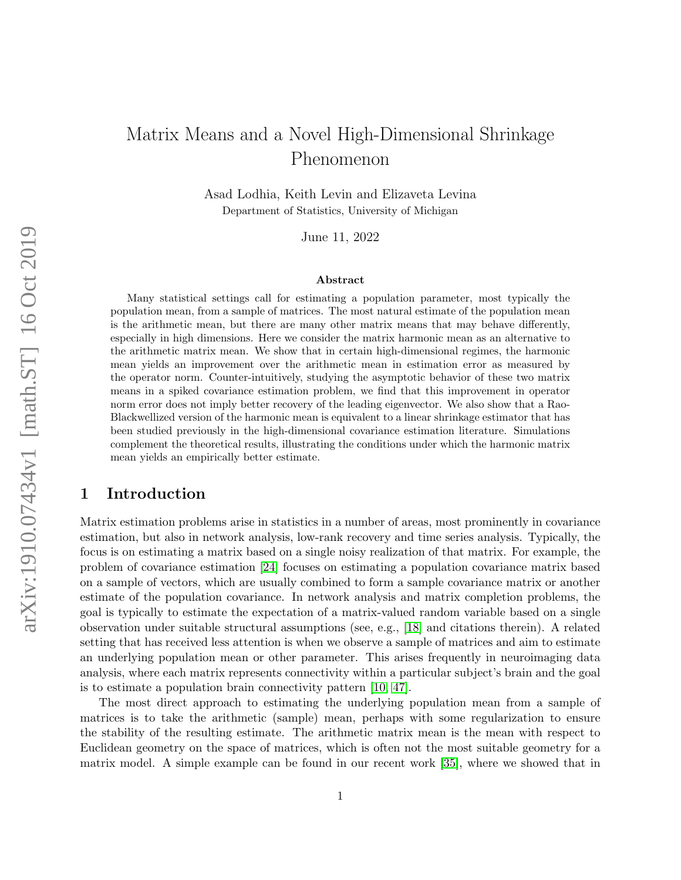# Matrix Means and a Novel High-Dimensional Shrinkage Phenomenon

Asad Lodhia, Keith Levin and Elizaveta Levina
Department of Statistics, University of Michigan

June 11, 2022

### Abstract

Many statistical settings call for estimating a population parameter, most typically the population mean, from a sample of matrices. The most natural estimate of the population mean is the arithmetic mean, but there are many other matrix means that may behave differently, especially in high dimensions. Here we consider the matrix harmonic mean as an alternative to the arithmetic matrix mean. We show that in certain high-dimensional regimes, the harmonic mean yields an improvement over the arithmetic mean in estimation error as measured by the operator norm. Counter-intuitively, studying the asymptotic behavior of these two matrix means in a spiked covariance estimation problem, we find that this improvement in operator norm error does not imply better recovery of the leading eigenvector. We also show that a Rao-Blackwellized version of the harmonic mean is equivalent to a linear shrinkage estimator that has been studied previously in the high-dimensional covariance estimation literature. Simulations complement the theoretical results, illustrating the conditions under which the harmonic matrix mean yields an empirically better estimate.

## 1 Introduction

Matrix estimation problems arise in statistics in a number of areas, most prominently in covariance estimation, but also in network analysis, low-rank recovery and time series analysis. Typically, the focus is on estimating a matrix based on a single noisy realization of that matrix. For example, the problem of covariance estimation [24] focuses on estimating a population covariance matrix based on a sample of vectors, which are usually combined to form a sample covariance matrix or another estimate of the population covariance. In network analysis and matrix completion problems, the goal is typically to estimate the expectation of a matrix-valued random variable based on a single observation under suitable structural assumptions (see, e.g., [18] and citations therein). A related setting that has received less attention is when we observe a sample of matrices and aim to estimate an underlying population mean or other parameter. This arises frequently in neuroimaging data analysis, where each matrix represents connectivity within a particular subject's brain and the goal is to estimate a population brain connectivity pattern [10, 47].

The most direct approach to estimating the underlying population mean from a sample of matrices is to take the arithmetic (sample) mean, perhaps with some regularization to ensure the stability of the resulting estimate. The arithmetic matrix mean is the mean with respect to Euclidean geometry on the space of matrices, which is often not the most suitable geometry for a matrix model. A simple example can be found in our recent work [35], where we showed that in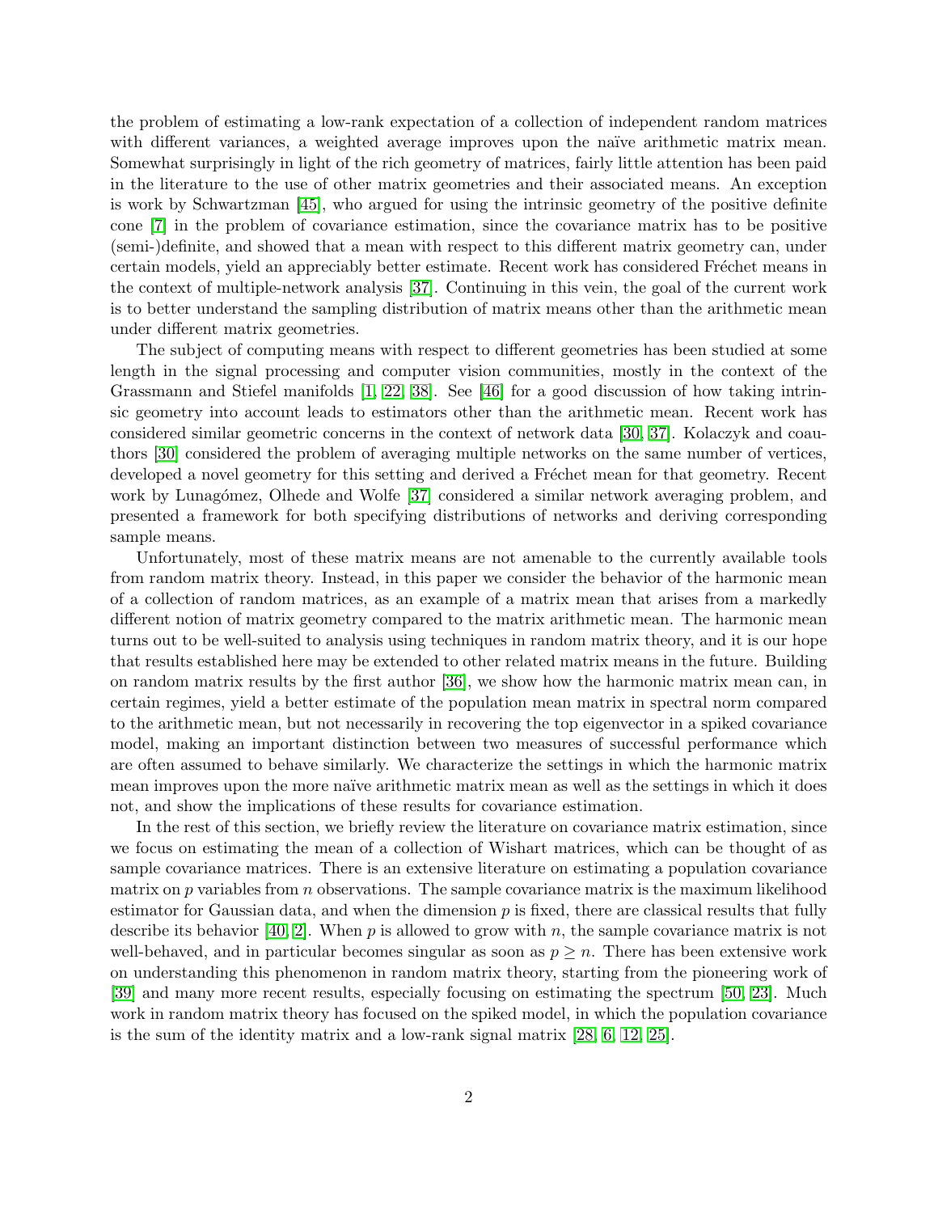the problem of estimating a low-rank expectation of a collection of independent random matrices with different variances, a weighted average improves upon the naïve arithmetic matrix mean. Somewhat surprisingly in light of the rich geometry of matrices, fairly little attention has been paid in the literature to the use of other matrix geometries and their associated means. An exception is work by Schwartzman [45], who argued for using the intrinsic geometry of the positive definite cone [7] in the problem of covariance estimation, since the covariance matrix has to be positive (semi-)definite, and showed that a mean with respect to this different matrix geometry can, under certain models, yield an appreciably better estimate. Recent work has considered Fréchet means in the context of multiple-network analysis [37]. Continuing in this vein, the goal of the current work is to better understand the sampling distribution of matrix means other than the arithmetic mean under different matrix geometries.

The subject of computing means with respect to different geometries has been studied at some length in the signal processing and computer vision communities, mostly in the context of the Grassmann and Stiefel manifolds [1, 22, 38]. See [46] for a good discussion of how taking intrinsic geometry into account leads to estimators other than the arithmetic mean. Recent work has considered similar geometric concerns in the context of network data [30, 37]. Kolaczyk and coauthors [30] considered the problem of averaging multiple networks on the same number of vertices, developed a novel geometry for this setting and derived a Fréchet mean for that geometry. Recent work by Lunagómez, Olhede and Wolfe [37] considered a similar network averaging problem, and presented a framework for both specifying distributions of networks and deriving corresponding sample means.

Unfortunately, most of these matrix means are not amenable to the currently available tools from random matrix theory. Instead, in this paper we consider the behavior of the harmonic mean of a collection of random matrices, as an example of a matrix mean that arises from a markedly different notion of matrix geometry compared to the matrix arithmetic mean. The harmonic mean turns out to be well-suited to analysis using techniques in random matrix theory, and it is our hope that results established here may be extended to other related matrix means in the future. Building on random matrix results by the first author [36], we show how the harmonic matrix mean can, in certain regimes, yield a better estimate of the population mean matrix in spectral norm compared to the arithmetic mean, but not necessarily in recovering the top eigenvector in a spiked covariance model, making an important distinction between two measures of successful performance which are often assumed to behave similarly. We characterize the settings in which the harmonic matrix mean improves upon the more naïve arithmetic matrix mean as well as the settings in which it does not, and show the implications of these results for covariance estimation.

In the rest of this section, we briefly review the literature on covariance matrix estimation, since we focus on estimating the mean of a collection of Wishart matrices, which can be thought of as sample covariance matrices. There is an extensive literature on estimating a population covariance matrix on $p$ variables from $n$ observations. The sample covariance matrix is the maximum likelihood estimator for Gaussian data, and when the dimension $p$ is fixed, there are classical results that fully describe its behavior [40, 2]. When $p$ is allowed to grow with $n$, the sample covariance matrix is not well-behaved, and in particular becomes singular as soon as $p \geq n$. There has been extensive work on understanding this phenomenon in random matrix theory, starting from the pioneering work of [39] and many more recent results, especially focusing on estimating the spectrum [50, 23]. Much work in random matrix theory has focused on the spiked model, in which the population covariance is the sum of the identity matrix and a low-rank signal matrix [28, 6, 12, 25].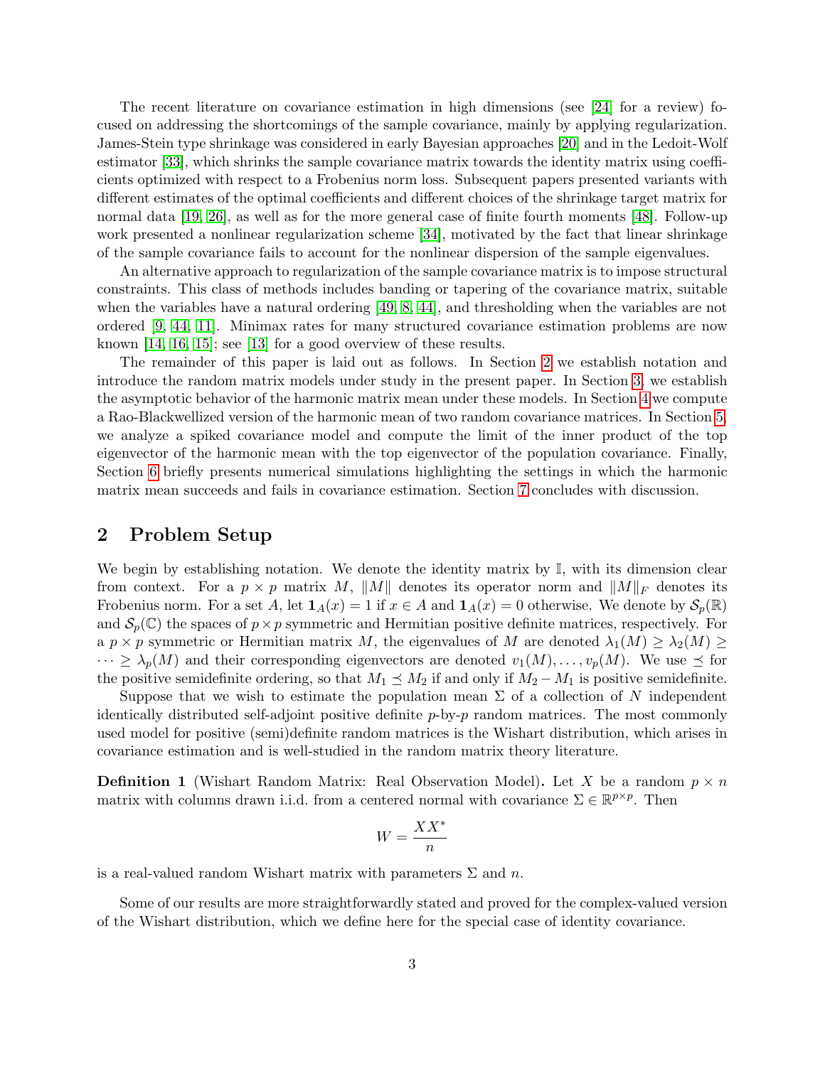The recent literature on covariance estimation in high dimensions (see [24] for a review) focused on addressing the shortcomings of the sample covariance, mainly by applying regularization. James-Stein type shrinkage was considered in early Bayesian approaches [20] and in the Ledoit-Wolf estimator [33], which shrinks the sample covariance matrix towards the identity matrix using coefficients optimized with respect to a Frobenius norm loss. Subsequent papers presented variants with different estimates of the optimal coefficients and different choices of the shrinkage target matrix for normal data [19, 26], as well as for the more general case of finite fourth moments [48]. Follow-up work presented a nonlinear regularization scheme [34], motivated by the fact that linear shrinkage of the sample covariance fails to account for the nonlinear dispersion of the sample eigenvalues.

An alternative approach to regularization of the sample covariance matrix is to impose structural constraints. This class of methods includes banding or tapering of the covariance matrix, suitable when the variables have a natural ordering [49, 8, 44], and thresholding when the variables are not ordered [9, 44, 11]. Minimax rates for many structured covariance estimation problems are now known [14, 16, 15]; see [13] for a good overview of these results.

The remainder of this paper is laid out as follows. In Section 2 we establish notation and introduce the random matrix models under study in the present paper. In Section 3, we establish the asymptotic behavior of the harmonic matrix mean under these models. In Section 4 we compute a Rao-Blackwellized version of the harmonic mean of two random covariance matrices. In Section 5, we analyze a spiked covariance model and compute the limit of the inner product of the top eigenvector of the harmonic mean with the top eigenvector of the population covariance. Finally, Section 6 briefly presents numerical simulations highlighting the settings in which the harmonic matrix mean succeeds and fails in covariance estimation. Section 7 concludes with discussion.

## 2 Problem Setup

We begin by establishing notation. We denote the identity matrix by $\mathbb{I}$, with its dimension clear from context. For a $p \times p$ matrix $M$, $\|M\|$ denotes its operator norm and $\|M\|_F$ denotes its Frobenius norm. For a set $A$, let $\mathbf{1}_A(x) = 1$ if $x \in A$ and $\mathbf{1}_A(x) = 0$ otherwise. We denote by $\mathcal{S}_p(\mathbb{R})$ and $\mathcal{S}_p(\mathbb{C})$ the spaces of $p \times p$ symmetric and Hermitian positive definite matrices, respectively. For a $p \times p$ symmetric or Hermitian matrix $M$, the eigenvalues of $M$ are denoted $\lambda_1(M) \geq \lambda_2(M) \geq \cdots \geq \lambda_p(M)$ and their corresponding eigenvectors are denoted $v_1(M), \ldots, v_p(M)$. We use $\preceq$ for the positive semidefinite ordering, so that $M_1 \preceq M_2$ if and only if $M_2 - M_1$ is positive semidefinite.

Suppose that we wish to estimate the population mean $\Sigma$ of a collection of $N$ independent identically distributed self-adjoint positive definite $p$-by-$p$ random matrices. The most commonly used model for positive (semi)definite random matrices is the Wishart distribution, which arises in covariance estimation and is well-studied in the random matrix theory literature.

**Definition 1** (Wishart Random Matrix: Real Observation Model)**.** Let $X$ be a random $p \times n$ matrix with columns drawn i.i.d. from a centered normal with covariance $\Sigma \in \mathbb{R}^{p \times p}$. Then

$$W = \frac{XX^*}{n}$$

is a real-valued random Wishart matrix with parameters $\Sigma$ and $n$.

Some of our results are more straightforwardly stated and proved for the complex-valued version of the Wishart distribution, which we define here for the special case of identity covariance.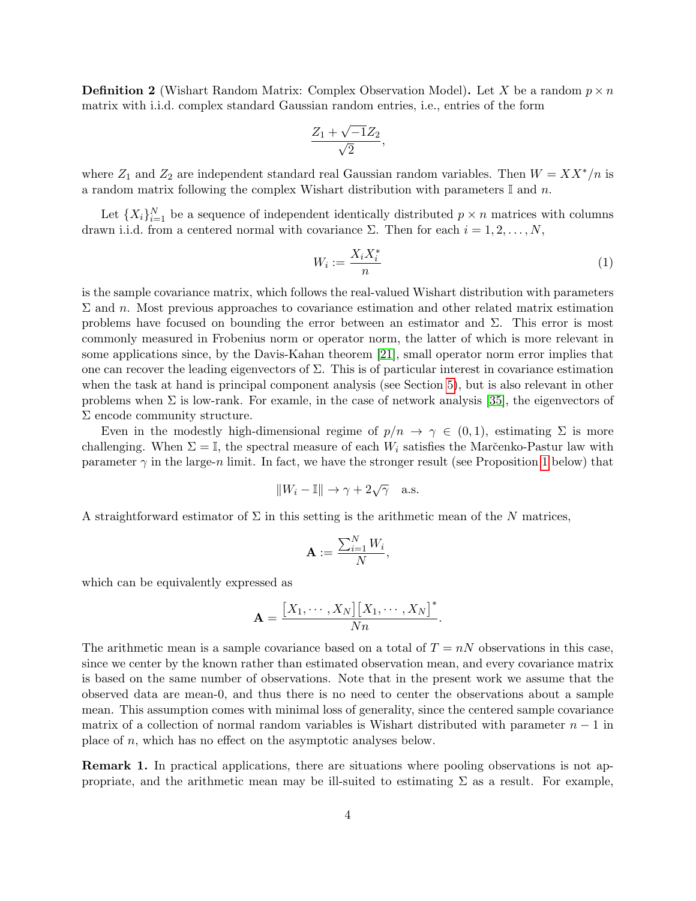**Definition 2** (Wishart Random Matrix: Complex Observation Model)**.** Let $X$ be a random $p \times n$ matrix with i.i.d. complex standard Gaussian random entries, i.e., entries of the form

$$\frac{Z_1 + \sqrt{-1} Z_2}{\sqrt{2}},$$

where $Z_1$ and $Z_2$ are independent standard real Gaussian random variables. Then $W = XX^*/n$ is a random matrix following the complex Wishart distribution with parameters $\mathbb{I}$ and $n$.

Let $\{X_i\}_{i=1}^N$ be a sequence of independent identically distributed $p \times n$ matrices with columns drawn i.i.d. from a centered normal with covariance $\Sigma$. Then for each $i = 1, 2, \ldots, N$,

$$W_i := \frac{X_i X_i^*}{n} \tag{1}$$

is the sample covariance matrix, which follows the real-valued Wishart distribution with parameters $\Sigma$ and $n$. Most previous approaches to covariance estimation and other related matrix estimation problems have focused on bounding the error between an estimator and $\Sigma$. This error is most commonly measured in Frobenius norm or operator norm, the latter of which is more relevant in some applications since, by the Davis-Kahan theorem [21], small operator norm error implies that one can recover the leading eigenvectors of $\Sigma$. This is of particular interest in covariance estimation when the task at hand is principal component analysis (see Section 5), but is also relevant in other problems when $\Sigma$ is low-rank. For examle, in the case of network analysis [35], the eigenvectors of $\Sigma$ encode community structure.

Even in the modestly high-dimensional regime of $p/n \to \gamma \in (0,1)$, estimating $\Sigma$ is more challenging. When $\Sigma = \mathbb{I}$, the spectral measure of each $W_i$ satisfies the Marčenko-Pastur law with parameter $\gamma$ in the large-$n$ limit. In fact, we have the stronger result (see Proposition 1 below) that

$$\|W_i - \mathbb{I}\| \to \gamma + 2\sqrt{\gamma} \quad \text{a.s.}$$

A straightforward estimator of $\Sigma$ in this setting is the arithmetic mean of the $N$ matrices,

$$\mathbf{A} := \frac{\sum_{i=1}^N W_i}{N},$$

which can be equivalently expressed as

$$\mathbf{A} = \frac{\left[X_1, \cdots, X_N\right]\left[X_1, \cdots, X_N\right]^*}{Nn}.$$

The arithmetic mean is a sample covariance based on a total of $T = nN$ observations in this case, since we center by the known rather than estimated observation mean, and every covariance matrix is based on the same number of observations. Note that in the present work we assume that the observed data are mean-0, and thus there is no need to center the observations about a sample mean. This assumption comes with minimal loss of generality, since the centered sample covariance matrix of a collection of normal random variables is Wishart distributed with parameter $n-1$ in place of $n$, which has no effect on the asymptotic analyses below.

**Remark 1.** In practical applications, there are situations where pooling observations is not appropriate, and the arithmetic mean may be ill-suited to estimating $\Sigma$ as a result. For example,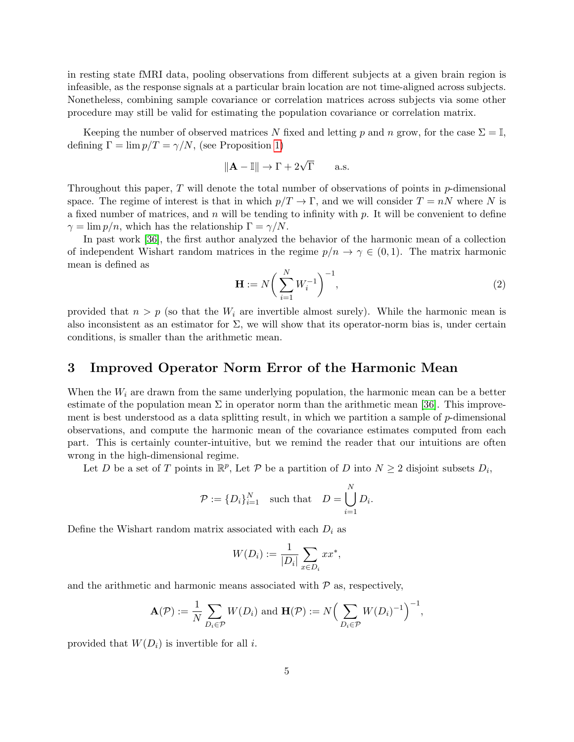in resting state fMRI data, pooling observations from different subjects at a given brain region is infeasible, as the response signals at a particular brain location are not time-aligned across subjects. Nonetheless, combining sample covariance or correlation matrices across subjects via some other procedure may still be valid for estimating the population covariance or correlation matrix.

Keeping the number of observed matrices $N$ fixed and letting $p$ and $n$ grow, for the case $\Sigma = \mathbb{I}$, defining $\Gamma = \lim p/T = \gamma/N$, (see Proposition 1)

$$\|\mathbf{A} - \mathbb{I}\| \to \Gamma + 2\sqrt{\Gamma} \qquad \text{a.s.}$$

Throughout this paper, $T$ will denote the total number of observations of points in $p$-dimensional space. The regime of interest is that in which $p/T \to \Gamma$, and we will consider $T = nN$ where $N$ is a fixed number of matrices, and $n$ will be tending to infinity with $p$. It will be convenient to define $\gamma = \lim p/n$, which has the relationship $\Gamma = \gamma/N$.

In past work [36], the first author analyzed the behavior of the harmonic mean of a collection of independent Wishart random matrices in the regime $p/n \to \gamma \in (0, 1)$. The matrix harmonic mean is defined as

$$\mathbf{H} := N\bigg(\sum_{i=1}^{N} W_i^{-1}\bigg)^{-1}, \tag{2}$$

provided that $n > p$ (so that the $W_i$ are invertible almost surely). While the harmonic mean is also inconsistent as an estimator for $\Sigma$, we will show that its operator-norm bias is, under certain conditions, is smaller than the arithmetic mean.

## 3 Improved Operator Norm Error of the Harmonic Mean

When the $W_i$ are drawn from the same underlying population, the harmonic mean can be a better estimate of the population mean $\Sigma$ in operator norm than the arithmetic mean [36]. This improvement is best understood as a data splitting result, in which we partition a sample of $p$-dimensional observations, and compute the harmonic mean of the covariance estimates computed from each part. This is certainly counter-intuitive, but we remind the reader that our intuitions are often wrong in the high-dimensional regime.

Let $D$ be a set of $T$ points in $\mathbb{R}^p$, Let $\mathcal{P}$ be a partition of $D$ into $N \geq 2$ disjoint subsets $D_i$,

$$\mathcal{P} := \{D_i\}_{i=1}^{N} \quad \text{such that} \quad D = \bigcup_{i=1}^{N} D_i.$$

Define the Wishart random matrix associated with each $D_i$ as

$$W(D_i) := \frac{1}{|D_i|} \sum_{x \in D_i} xx^*,$$

and the arithmetic and harmonic means associated with $\mathcal{P}$ as, respectively,

$$\mathbf{A}(\mathcal{P}) := \frac{1}{N} \sum_{D_i \in \mathcal{P}} W(D_i) \text{ and } \mathbf{H}(\mathcal{P}) := N\Big(\sum_{D_i \in \mathcal{P}} W(D_i)^{-1}\Big)^{-1},$$

provided that $W(D_i)$ is invertible for all $i$.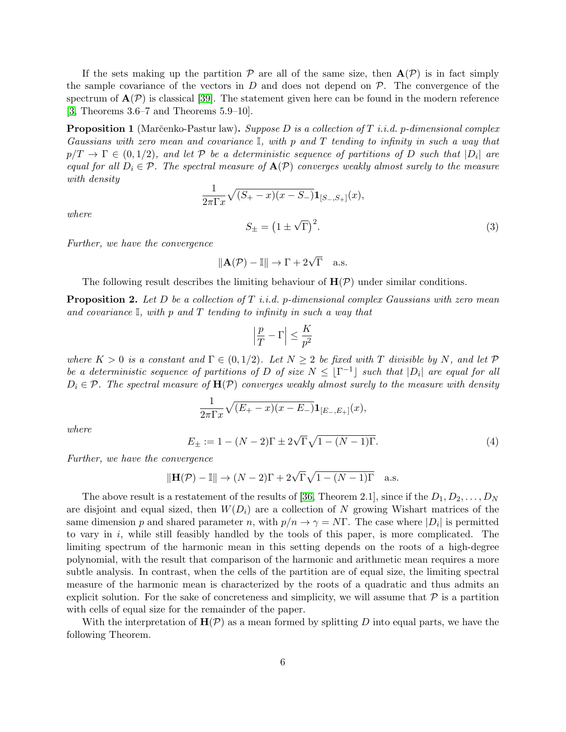If the sets making up the partition $\mathcal{P}$ are all of the same size, then $\mathbf{A}(\mathcal{P})$ is in fact simply the sample covariance of the vectors in $D$ and does not depend on $\mathcal{P}$. The convergence of the spectrum of $\mathbf{A}(\mathcal{P})$ is classical [39]. The statement given here can be found in the modern reference [3, Theorems 3.6–7 and Theorems 5.9–10].

**Proposition 1** (Marčenko-Pastur law)**.** *Suppose $D$ is a collection of $T$ i.i.d. $p$-dimensional complex Gaussians with zero mean and covariance $\mathbb{I}$, with $p$ and $T$ tending to infinity in such a way that $p/T \to \Gamma \in (0, 1/2)$, and let $\mathcal{P}$ be a deterministic sequence of partitions of $D$ such that $|D_i|$ are equal for all $D_i \in \mathcal{P}$. The spectral measure of $\mathbf{A}(\mathcal{P})$ converges weakly almost surely to the measure with density*

$$\frac{1}{2\pi\Gamma x}\sqrt{(S_+ - x)(x - S_-)}\mathbf{1}_{[S_-,S_+]}(x),$$

*where*

$$S_\pm = \left(1 \pm \sqrt{\Gamma}\right)^2. \tag{3}$$

*Further, we have the convergence*

$$\|\mathbf{A}(\mathcal{P}) - \mathbb{I}\| \to \Gamma + 2\sqrt{\Gamma} \quad \text{a.s.}$$

The following result describes the limiting behaviour of $\mathbf{H}(\mathcal{P})$ under similar conditions.

**Proposition 2.** *Let $D$ be a collection of $T$ i.i.d. $p$-dimensional complex Gaussians with zero mean and covariance $\mathbb{I}$, with $p$ and $T$ tending to infinity in such a way that*

$$\left|\frac{p}{T} - \Gamma\right| \leq \frac{K}{p^2}$$

*where $K > 0$ is a constant and $\Gamma \in (0, 1/2)$. Let $N \geq 2$ be fixed with $T$ divisible by $N$, and let $\mathcal{P}$ be a deterministic sequence of partitions of $D$ of size $N \leq \lfloor \Gamma^{-1} \rfloor$ such that $|D_i|$ are equal for all $D_i \in \mathcal{P}$. The spectral measure of $\mathbf{H}(\mathcal{P})$ converges weakly almost surely to the measure with density*

$$\frac{1}{2\pi\Gamma x}\sqrt{(E_+ - x)(x - E_-)}\mathbf{1}_{[E_-,E_+]}(x),$$

*where*

$$E_\pm := 1 - (N-2)\Gamma \pm 2\sqrt{\Gamma}\sqrt{1 - (N-1)\Gamma}. \tag{4}$$

*Further, we have the convergence*

$$\|\mathbf{H}(\mathcal{P}) - \mathbb{I}\| \to (N-2)\Gamma + 2\sqrt{\Gamma}\sqrt{1 - (N-1)\Gamma} \quad \text{a.s.}$$

The above result is a restatement of the results of [36, Theorem 2.1], since if the $D_1, D_2, \ldots, D_N$ are disjoint and equal sized, then $W(D_i)$ are a collection of $N$ growing Wishart matrices of the same dimension $p$ and shared parameter $n$, with $p/n \to \gamma = N\Gamma$. The case where $|D_i|$ is permitted to vary in $i$, while still feasibly handled by the tools of this paper, is more complicated. The limiting spectrum of the harmonic mean in this setting depends on the roots of a high-degree polynomial, with the result that comparison of the harmonic and arithmetic mean requires a more subtle analysis. In contrast, when the cells of the partition are of equal size, the limiting spectral measure of the harmonic mean is characterized by the roots of a quadratic and thus admits an explicit solution. For the sake of concreteness and simplicity, we will assume that $\mathcal{P}$ is a partition with cells of equal size for the remainder of the paper.

With the interpretation of $\mathbf{H}(\mathcal{P})$ as a mean formed by splitting $D$ into equal parts, we have the following Theorem.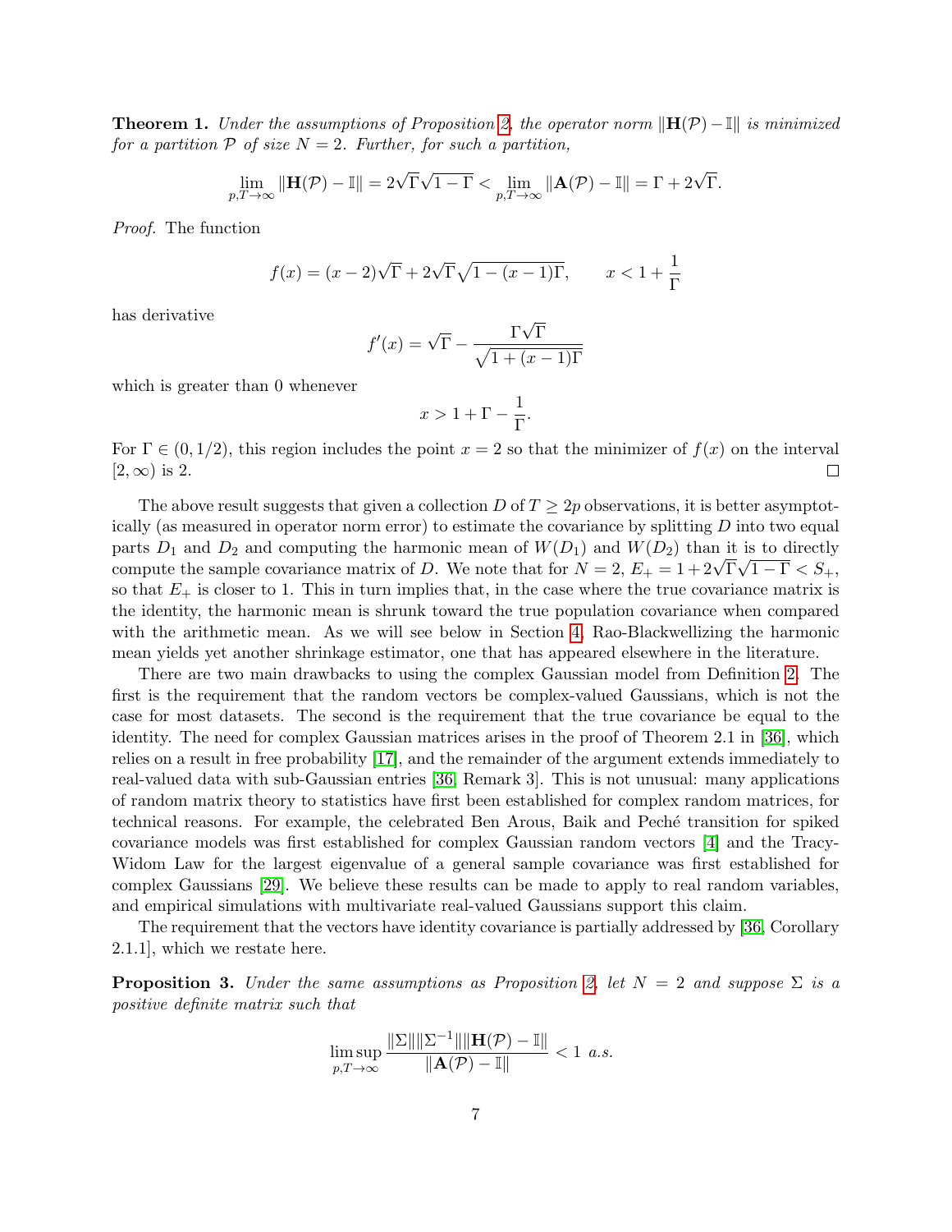**Theorem 1.** *Under the assumptions of Proposition 2, the operator norm $\|\mathbf{H}(\mathcal{P}) - \mathbb{I}\|$ is minimized for a partition $\mathcal{P}$ of size $N = 2$. Further, for such a partition,*

$$\lim_{p,T\to\infty} \|\mathbf{H}(\mathcal{P}) - \mathbb{I}\| = 2\sqrt{\Gamma}\sqrt{1-\Gamma} < \lim_{p,T\to\infty} \|\mathbf{A}(\mathcal{P}) - \mathbb{I}\| = \Gamma + 2\sqrt{\Gamma}.$$

*Proof.* The function

$$f(x) = (x-2)\sqrt{\Gamma} + 2\sqrt{\Gamma}\sqrt{1-(x-1)\Gamma}, \qquad x < 1 + \frac{1}{\Gamma}$$

has derivative

$$f'(x) = \sqrt{\Gamma} - \frac{\Gamma\sqrt{\Gamma}}{\sqrt{1+(x-1)\Gamma}}$$

which is greater than 0 whenever

$$x > 1 + \Gamma - \frac{1}{\Gamma}.$$

For $\Gamma \in (0, 1/2)$, this region includes the point $x = 2$ so that the minimizer of $f(x)$ on the interval $[2, \infty)$ is 2. □

The above result suggests that given a collection $D$ of $T \geq 2p$ observations, it is better asymptotically (as measured in operator norm error) to estimate the covariance by splitting $D$ into two equal parts $D_1$ and $D_2$ and computing the harmonic mean of $W(D_1)$ and $W(D_2)$ than it is to directly compute the sample covariance matrix of $D$. We note that for $N = 2$, $E_+ = 1 + 2\sqrt{\Gamma}\sqrt{1-\Gamma} < S_+$, so that $E_+$ is closer to 1. This in turn implies that, in the case where the true covariance matrix is the identity, the harmonic mean is shrunk toward the true population covariance when compared with the arithmetic mean. As we will see below in Section 4, Rao-Blackwellizing the harmonic mean yields yet another shrinkage estimator, one that has appeared elsewhere in the literature.

There are two main drawbacks to using the complex Gaussian model from Definition 2. The first is the requirement that the random vectors be complex-valued Gaussians, which is not the case for most datasets. The second is the requirement that the true covariance be equal to the identity. The need for complex Gaussian matrices arises in the proof of Theorem 2.1 in [36], which relies on a result in free probability [17], and the remainder of the argument extends immediately to real-valued data with sub-Gaussian entries [36, Remark 3]. This is not unusual: many applications of random matrix theory to statistics have first been established for complex random matrices, for technical reasons. For example, the celebrated Ben Arous, Baik and Peché transition for spiked covariance models was first established for complex Gaussian random vectors [4] and the Tracy-Widom Law for the largest eigenvalue of a general sample covariance was first established for complex Gaussians [29]. We believe these results can be made to apply to real random variables, and empirical simulations with multivariate real-valued Gaussians support this claim.

The requirement that the vectors have identity covariance is partially addressed by [36, Corollary 2.1.1], which we restate here.

**Proposition 3.** *Under the same assumptions as Proposition 2, let $N = 2$ and suppose $\Sigma$ is a positive definite matrix such that*

$$\limsup_{p,T\to\infty} \frac{\|\Sigma\|\|\Sigma^{-1}\|\|\mathbf{H}(\mathcal{P}) - \mathbb{I}\|}{\|\mathbf{A}(\mathcal{P}) - \mathbb{I}\|} < 1 \text{ a.s.}$$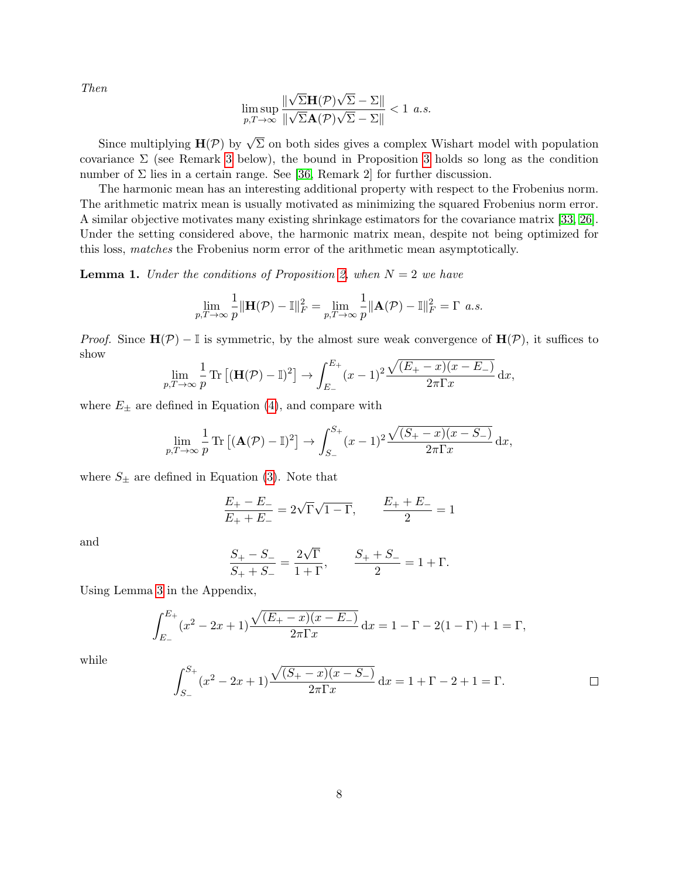*Then*

$$\limsup_{p,T\to\infty} \frac{\|\sqrt{\Sigma}\mathbf{H}(\mathcal{P})\sqrt{\Sigma} - \Sigma\|}{\|\sqrt{\Sigma}\mathbf{A}(\mathcal{P})\sqrt{\Sigma} - \Sigma\|} < 1 \text{ a.s.}$$

Since multiplying $\mathbf{H}(\mathcal{P})$ by $\sqrt{\Sigma}$ on both sides gives a complex Wishart model with population covariance $\Sigma$ (see Remark 3 below), the bound in Proposition 3 holds so long as the condition number of $\Sigma$ lies in a certain range. See [36, Remark 2] for further discussion.

The harmonic mean has an interesting additional property with respect to the Frobenius norm. The arithmetic matrix mean is usually motivated as minimizing the squared Frobenius norm error. A similar objective motivates many existing shrinkage estimators for the covariance matrix [33, 26]. Under the setting considered above, the harmonic matrix mean, despite not being optimized for this loss, *matches* the Frobenius norm error of the arithmetic mean asymptotically.

**Lemma 1.** *Under the conditions of Proposition 2, when $N = 2$ we have*

$$\lim_{p,T\to\infty} \frac{1}{p}\|\mathbf{H}(\mathcal{P}) - \mathbb{I}\|_F^2 = \lim_{p,T\to\infty} \frac{1}{p}\|\mathbf{A}(\mathcal{P}) - \mathbb{I}\|_F^2 = \Gamma \text{ a.s.}$$

*Proof.* Since $\mathbf{H}(\mathcal{P}) - \mathbb{I}$ is symmetric, by the almost sure weak convergence of $\mathbf{H}(\mathcal{P})$, it suffices to show

$$\lim_{p,T\to\infty} \frac{1}{p} \operatorname{Tr}\left[(\mathbf{H}(\mathcal{P}) - \mathbb{I})^2\right] \to \int_{E_-}^{E_+} (x-1)^2 \frac{\sqrt{(E_+ - x)(x - E_-)}}{2\pi\Gamma x}\,\mathrm{d}x,$$

where $E_\pm$ are defined in Equation (4), and compare with

$$\lim_{p,T\to\infty} \frac{1}{p} \operatorname{Tr}\left[(\mathbf{A}(\mathcal{P}) - \mathbb{I})^2\right] \to \int_{S_-}^{S_+} (x-1)^2 \frac{\sqrt{(S_+ - x)(x - S_-)}}{2\pi\Gamma x}\,\mathrm{d}x,$$

where $S_\pm$ are defined in Equation (3). Note that

$$\frac{E_+ - E_-}{E_+ + E_-} = 2\sqrt{\Gamma}\sqrt{1-\Gamma}, \qquad \frac{E_+ + E_-}{2} = 1$$

and

$$\frac{S_+ - S_-}{S_+ + S_-} = \frac{2\sqrt{\Gamma}}{1+\Gamma}, \qquad \frac{S_+ + S_-}{2} = 1 + \Gamma.$$

Using Lemma 3 in the Appendix,

$$\int_{E_-}^{E_+} (x^2 - 2x + 1) \frac{\sqrt{(E_+ - x)(x - E_-)}}{2\pi\Gamma x}\,\mathrm{d}x = 1 - \Gamma - 2(1-\Gamma) + 1 = \Gamma,$$

while

$$\int_{S_-}^{S_+} (x^2 - 2x + 1) \frac{\sqrt{(S_+ - x)(x - S_-)}}{2\pi\Gamma x}\,\mathrm{d}x = 1 + \Gamma - 2 + 1 = \Gamma.$$

□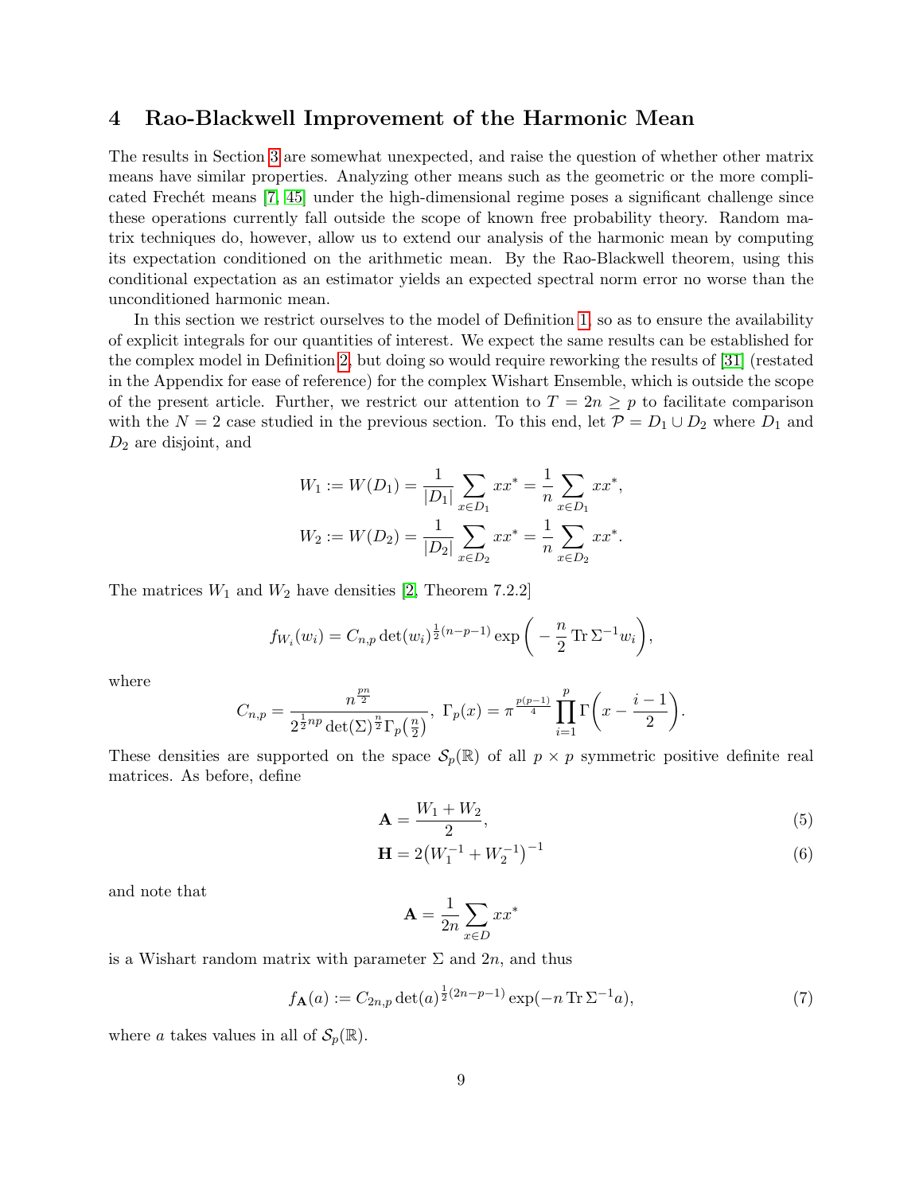## 4 Rao-Blackwell Improvement of the Harmonic Mean

The results in Section 3 are somewhat unexpected, and raise the question of whether other matrix means have similar properties. Analyzing other means such as the geometric or the more complicated Frechét means [7, 45] under the high-dimensional regime poses a significant challenge since these operations currently fall outside the scope of known free probability theory. Random matrix techniques do, however, allow us to extend our analysis of the harmonic mean by computing its expectation conditioned on the arithmetic mean. By the Rao-Blackwell theorem, using this conditional expectation as an estimator yields an expected spectral norm error no worse than the unconditioned harmonic mean.

In this section we restrict ourselves to the model of Definition 1, so as to ensure the availability of explicit integrals for our quantities of interest. We expect the same results can be established for the complex model in Definition 2, but doing so would require reworking the results of [31] (restated in the Appendix for ease of reference) for the complex Wishart Ensemble, which is outside the scope of the present article. Further, we restrict our attention to $T = 2n \geq p$ to facilitate comparison with the $N = 2$ case studied in the previous section. To this end, let $\mathcal{P} = D_1 \cup D_2$ where $D_1$ and $D_2$ are disjoint, and

$$
\begin{aligned}
W_1 &:= W(D_1) = \frac{1}{|D_1|}\sum_{x \in D_1} xx^* = \frac{1}{n}\sum_{x \in D_1} xx^*,\\
W_2 &:= W(D_2) = \frac{1}{|D_2|}\sum_{x \in D_2} xx^* = \frac{1}{n}\sum_{x \in D_2} xx^*.
\end{aligned}
$$

The matrices $W_1$ and $W_2$ have densities [2, Theorem 7.2.2]

$$
f_{W_i}(w_i) = C_{n,p}\det(w_i)^{\frac{1}{2}(n-p-1)}\exp\bigg(-\frac{n}{2}\operatorname{Tr}\Sigma^{-1}w_i\bigg),
$$

where

$$
C_{n,p} = \frac{n^{\frac{pn}{2}}}{2^{\frac{1}{2}np}\det(\Sigma)^{\frac{n}{2}}\Gamma_p\big(\frac{n}{2}\big)},\ \Gamma_p(x) = \pi^{\frac{p(p-1)}{4}}\prod_{i=1}^{p}\Gamma\bigg(x - \frac{i-1}{2}\bigg).
$$

These densities are supported on the space $\mathcal{S}_p(\mathbb{R})$ of all $p \times p$ symmetric positive definite real matrices. As before, define

$$
\mathbf{A} = \frac{W_1 + W_2}{2}, \tag{5}
$$

$$
\mathbf{H} = 2\big(W_1^{-1} + W_2^{-1}\big)^{-1} \tag{6}
$$

and note that

$$
\mathbf{A} = \frac{1}{2n}\sum_{x \in D} xx^*
$$

is a Wishart random matrix with parameter $\Sigma$ and $2n$, and thus

$$
f_{\mathbf{A}}(a) := C_{2n,p}\det(a)^{\frac{1}{2}(2n-p-1)}\exp(-n\operatorname{Tr}\Sigma^{-1}a), \tag{7}
$$

where $a$ takes values in all of $\mathcal{S}_p(\mathbb{R})$.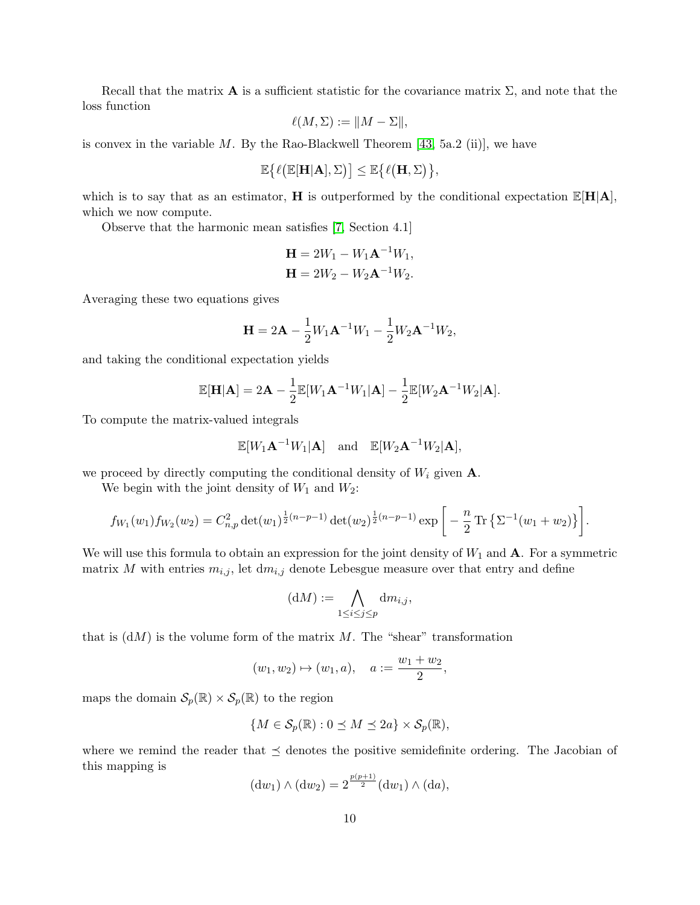Recall that the matrix $\mathbf{A}$ is a sufficient statistic for the covariance matrix $\Sigma$, and note that the loss function

$$\ell(M, \Sigma) := \|M - \Sigma\|,$$

is convex in the variable $M$. By the Rao-Blackwell Theorem [43, 5a.2 (ii)], we have

$$\mathbb{E}\big\{\ell\big(\mathbb{E}[\mathbf{H}|\mathbf{A}], \Sigma\big)\big] \leq \mathbb{E}\big\{\ell\big(\mathbf{H}, \Sigma\big)\big\},$$

which is to say that as an estimator, $\mathbf{H}$ is outperformed by the conditional expectation $\mathbb{E}[\mathbf{H}|\mathbf{A}]$, which we now compute.

Observe that the harmonic mean satisfies [7, Section 4.1]

$$\mathbf{H} = 2W_1 - W_1\mathbf{A}^{-1}W_1,$$
$$\mathbf{H} = 2W_2 - W_2\mathbf{A}^{-1}W_2.$$

Averaging these two equations gives

$$\mathbf{H} = 2\mathbf{A} - \frac{1}{2}W_1\mathbf{A}^{-1}W_1 - \frac{1}{2}W_2\mathbf{A}^{-1}W_2,$$

and taking the conditional expectation yields

$$\mathbb{E}[\mathbf{H}|\mathbf{A}] = 2\mathbf{A} - \frac{1}{2}\mathbb{E}[W_1\mathbf{A}^{-1}W_1|\mathbf{A}] - \frac{1}{2}\mathbb{E}[W_2\mathbf{A}^{-1}W_2|\mathbf{A}].$$

To compute the matrix-valued integrals

$$\mathbb{E}[W_1\mathbf{A}^{-1}W_1|\mathbf{A}] \quad \text{and} \quad \mathbb{E}[W_2\mathbf{A}^{-1}W_2|\mathbf{A}],$$

we proceed by directly computing the conditional density of $W_i$ given $\mathbf{A}$.

We begin with the joint density of $W_1$ and $W_2$:

$$f_{W_1}(w_1)f_{W_2}(w_2) = C_{n,p}^2 \det(w_1)^{\frac{1}{2}(n-p-1)} \det(w_2)^{\frac{1}{2}(n-p-1)} \exp\bigg[-\frac{n}{2}\operatorname{Tr}\big\{\Sigma^{-1}(w_1+w_2)\big\}\bigg].$$

We will use this formula to obtain an expression for the joint density of $W_1$ and $\mathbf{A}$. For a symmetric matrix $M$ with entries $m_{i,j}$, let $\mathrm{d}m_{i,j}$ denote Lebesgue measure over that entry and define

$$(\mathrm{d}M) := \bigwedge_{1\leq i\leq j\leq p} \mathrm{d}m_{i,j},$$

that is $(\mathrm{d}M)$ is the volume form of the matrix $M$. The "shear" transformation

$$(w_1, w_2) \mapsto (w_1, a), \quad a := \frac{w_1 + w_2}{2},$$

maps the domain $\mathcal{S}_p(\mathbb{R}) \times \mathcal{S}_p(\mathbb{R})$ to the region

$$\{M \in \mathcal{S}_p(\mathbb{R}) : 0 \preceq M \preceq 2a\} \times \mathcal{S}_p(\mathbb{R}),$$

where we remind the reader that $\preceq$ denotes the positive semidefinite ordering. The Jacobian of this mapping is

$$(\mathrm{d}w_1) \wedge (\mathrm{d}w_2) = 2^{\frac{p(p+1)}{2}}(\mathrm{d}w_1) \wedge (\mathrm{d}a),$$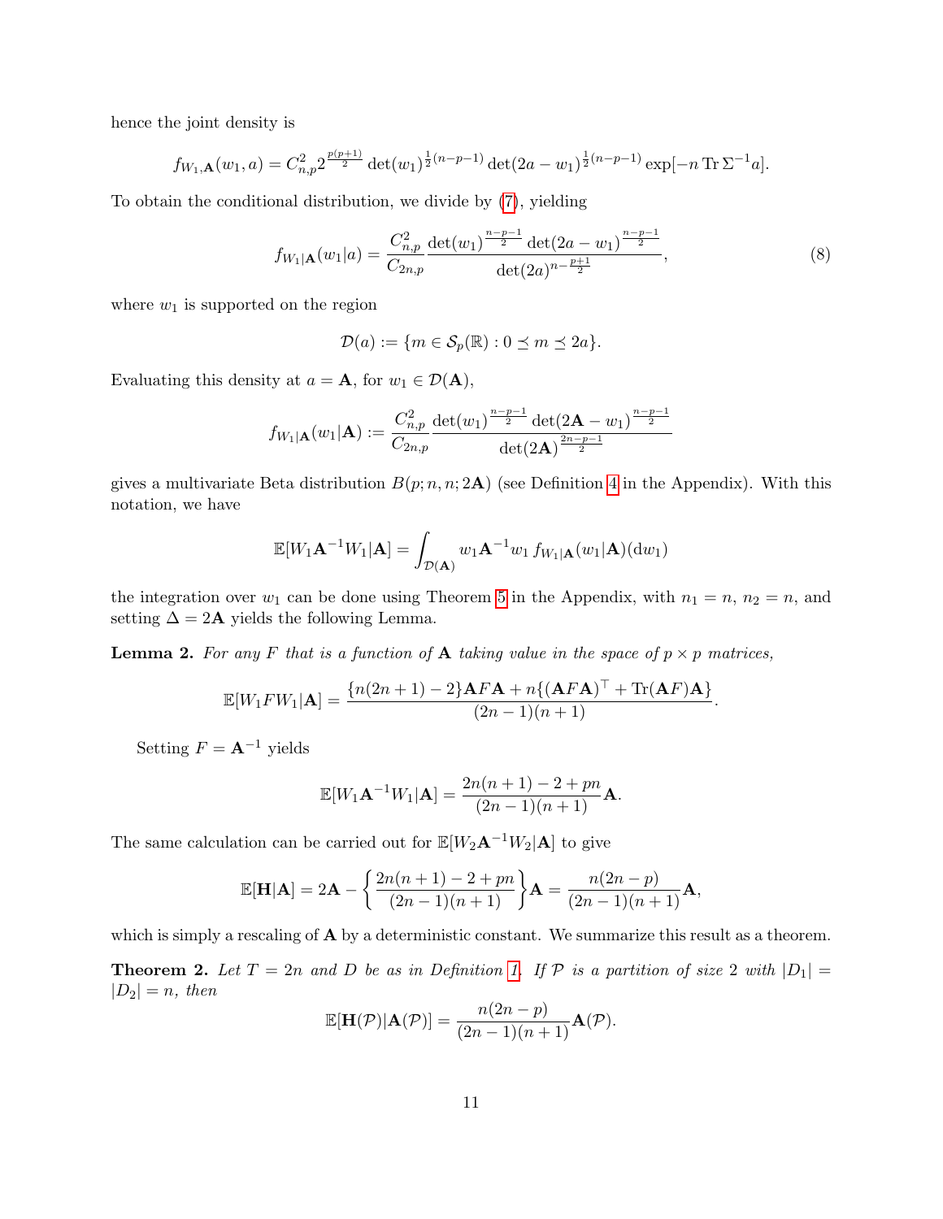hence the joint density is

$$f_{W_1,\mathbf{A}}(w_1, a) = C_{n,p}^2 2^{\frac{p(p+1)}{2}} \det(w_1)^{\frac{1}{2}(n-p-1)} \det(2a - w_1)^{\frac{1}{2}(n-p-1)} \exp[-n \operatorname{Tr} \Sigma^{-1} a].$$

To obtain the conditional distribution, we divide by (7), yielding

$$f_{W_1|\mathbf{A}}(w_1|a) = \frac{C_{n,p}^2}{C_{2n,p}} \frac{\det(w_1)^{\frac{n-p-1}{2}} \det(2a - w_1)^{\frac{n-p-1}{2}}}{\det(2a)^{n - \frac{p+1}{2}}}, \tag{8}$$

where $w_1$ is supported on the region

$$\mathcal{D}(a) := \{m \in \mathcal{S}_p(\mathbb{R}) : 0 \preceq m \preceq 2a\}.$$

Evaluating this density at $a = \mathbf{A}$, for $w_1 \in \mathcal{D}(\mathbf{A})$,

$$f_{W_1|\mathbf{A}}(w_1|\mathbf{A}) := \frac{C_{n,p}^2}{C_{2n,p}} \frac{\det(w_1)^{\frac{n-p-1}{2}} \det(2\mathbf{A} - w_1)^{\frac{n-p-1}{2}}}{\det(2\mathbf{A})^{\frac{2n-p-1}{2}}}$$

gives a multivariate Beta distribution $B(p; n, n; 2\mathbf{A})$ (see Definition 4 in the Appendix). With this notation, we have

$$\mathbb{E}[W_1 \mathbf{A}^{-1} W_1 | \mathbf{A}] = \int_{\mathcal{D}(\mathbf{A})} w_1 \mathbf{A}^{-1} w_1 \, f_{W_1|\mathbf{A}}(w_1|\mathbf{A})(\mathrm{d}w_1)$$

the integration over $w_1$ can be done using Theorem 5 in the Appendix, with $n_1 = n$, $n_2 = n$, and setting $\Delta = 2\mathbf{A}$ yields the following Lemma.

**Lemma 2.** *For any $F$ that is a function of $\mathbf{A}$ taking value in the space of $p \times p$ matrices,*

$$\mathbb{E}[W_1 F W_1 | \mathbf{A}] = \frac{\{n(2n+1) - 2\}\mathbf{A} F \mathbf{A} + n\{(\mathbf{A} F \mathbf{A})^\top + \operatorname{Tr}(\mathbf{A} F)\mathbf{A}\}}{(2n-1)(n+1)}.$$

Setting $F = \mathbf{A}^{-1}$ yields

$$\mathbb{E}[W_1 \mathbf{A}^{-1} W_1 | \mathbf{A}] = \frac{2n(n+1) - 2 + pn}{(2n-1)(n+1)} \mathbf{A}.$$

The same calculation can be carried out for $\mathbb{E}[W_2 \mathbf{A}^{-1} W_2 | \mathbf{A}]$ to give

$$\mathbb{E}[\mathbf{H}|\mathbf{A}] = 2\mathbf{A} - \left\{ \frac{2n(n+1) - 2 + pn}{(2n-1)(n+1)} \right\} \mathbf{A} = \frac{n(2n-p)}{(2n-1)(n+1)} \mathbf{A},$$

which is simply a rescaling of $\mathbf{A}$ by a deterministic constant. We summarize this result as a theorem.

**Theorem 2.** *Let $T = 2n$ and $D$ be as in Definition 1. If $\mathcal{P}$ is a partition of size 2 with $|D_1| = |D_2| = n$, then*

$$\mathbb{E}[\mathbf{H}(\mathcal{P}) | \mathbf{A}(\mathcal{P})] = \frac{n(2n-p)}{(2n-1)(n+1)} \mathbf{A}(\mathcal{P}).$$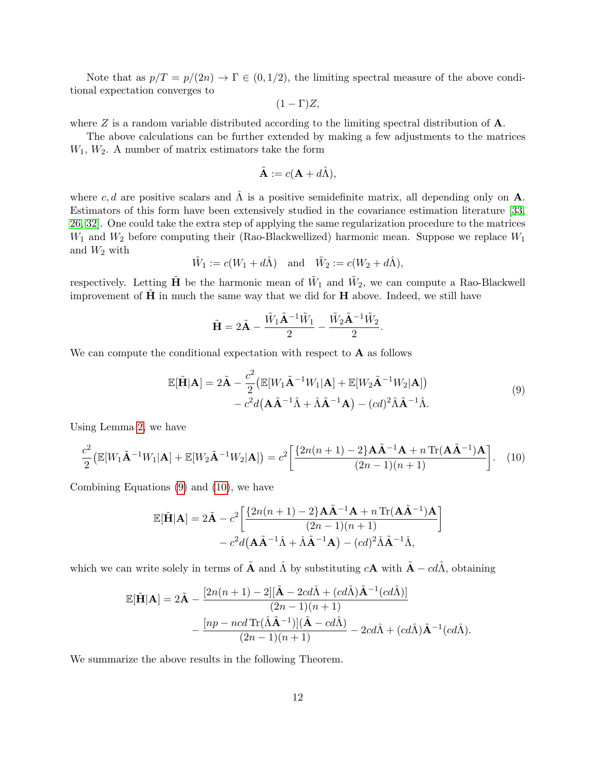Note that as $p/T = p/(2n) \to \Gamma \in (0, 1/2)$, the limiting spectral measure of the above conditional expectation converges to

$$(1 - \Gamma)Z,$$

where $Z$ is a random variable distributed according to the limiting spectral distribution of $\mathbf{A}$.

The above calculations can be further extended by making a few adjustments to the matrices $W_1$, $W_2$. A number of matrix estimators take the form

$$\tilde{\mathbf{A}} := c(\mathbf{A} + d\hat{\Lambda}),$$

where $c, d$ are positive scalars and $\hat{\Lambda}$ is a positive semidefinite matrix, all depending only on $\mathbf{A}$. Estimators of this form have been extensively studied in the covariance estimation literature [33, 26, 32]. One could take the extra step of applying the same regularization procedure to the matrices $W_1$ and $W_2$ before computing their (Rao-Blackwellized) harmonic mean. Suppose we replace $W_1$ and $W_2$ with

$$\tilde{W}_1 := c(W_1 + d\hat{\Lambda}) \quad \text{and} \quad \tilde{W}_2 := c(W_2 + d\hat{\Lambda}),$$

respectively. Letting $\tilde{\mathbf{H}}$ be the harmonic mean of $\tilde{W}_1$ and $\tilde{W}_2$, we can compute a Rao-Blackwell improvement of $\tilde{\mathbf{H}}$ in much the same way that we did for $\mathbf{H}$ above. Indeed, we still have

$$\tilde{\mathbf{H}} = 2\tilde{\mathbf{A}} - \frac{\tilde{W}_1\tilde{\mathbf{A}}^{-1}\tilde{W}_1}{2} - \frac{\tilde{W}_2\tilde{\mathbf{A}}^{-1}\tilde{W}_2}{2}.$$

We can compute the conditional expectation with respect to $\mathbf{A}$ as follows

$$\begin{aligned}\mathbb{E}[\tilde{\mathbf{H}}|\mathbf{A}] = 2\tilde{\mathbf{A}} &- \frac{c^2}{2}\big(\mathbb{E}[W_1\tilde{\mathbf{A}}^{-1}W_1|\mathbf{A}] + \mathbb{E}[W_2\tilde{\mathbf{A}}^{-1}W_2|\mathbf{A}]\big) \\ &- c^2 d\big(\mathbf{A}\tilde{\mathbf{A}}^{-1}\hat{\Lambda} + \hat{\Lambda}\tilde{\mathbf{A}}^{-1}\mathbf{A}\big) - (cd)^2\hat{\Lambda}\tilde{\mathbf{A}}^{-1}\hat{\Lambda}.\end{aligned} \tag{9}$$

Using Lemma 2, we have

$$\frac{c^2}{2}\big(\mathbb{E}[W_1\tilde{\mathbf{A}}^{-1}W_1|\mathbf{A}] + \mathbb{E}[W_2\tilde{\mathbf{A}}^{-1}W_2|\mathbf{A}]\big) = c^2\left[\frac{\{2n(n+1)-2\}\mathbf{A}\tilde{\mathbf{A}}^{-1}\mathbf{A} + n\operatorname{Tr}(\mathbf{A}\tilde{\mathbf{A}}^{-1})\mathbf{A}}{(2n-1)(n+1)}\right]. \tag{10}$$

Combining Equations (9) and (10), we have

$$\begin{aligned}\mathbb{E}[\tilde{\mathbf{H}}|\mathbf{A}] = 2\tilde{\mathbf{A}} &- c^2\left[\frac{\{2n(n+1)-2\}\mathbf{A}\tilde{\mathbf{A}}^{-1}\mathbf{A} + n\operatorname{Tr}(\mathbf{A}\tilde{\mathbf{A}}^{-1})\mathbf{A}}{(2n-1)(n+1)}\right] \\ &- c^2 d\big(\mathbf{A}\tilde{\mathbf{A}}^{-1}\hat{\Lambda} + \hat{\Lambda}\tilde{\mathbf{A}}^{-1}\mathbf{A}\big) - (cd)^2\hat{\Lambda}\tilde{\mathbf{A}}^{-1}\hat{\Lambda},\end{aligned}$$

which we can write solely in terms of $\tilde{\mathbf{A}}$ and $\hat{\Lambda}$ by substituting $c\mathbf{A}$ with $\tilde{\mathbf{A}} - cd\hat{\Lambda}$, obtaining

$$\begin{aligned}\mathbb{E}[\tilde{\mathbf{H}}|\mathbf{A}] = 2\tilde{\mathbf{A}} &- \frac{[2n(n+1)-2][\tilde{\mathbf{A}} - 2cd\hat{\Lambda} + (cd\hat{\Lambda})\tilde{\mathbf{A}}^{-1}(cd\hat{\Lambda})]}{(2n-1)(n+1)} \\ &- \frac{[np - ncd\operatorname{Tr}(\hat{\Lambda}\tilde{\mathbf{A}}^{-1})](\tilde{\mathbf{A}} - cd\hat{\Lambda})}{(2n-1)(n+1)} - 2cd\hat{\Lambda} + (cd\hat{\Lambda})\tilde{\mathbf{A}}^{-1}(cd\hat{\Lambda}).\end{aligned}$$

We summarize the above results in the following Theorem.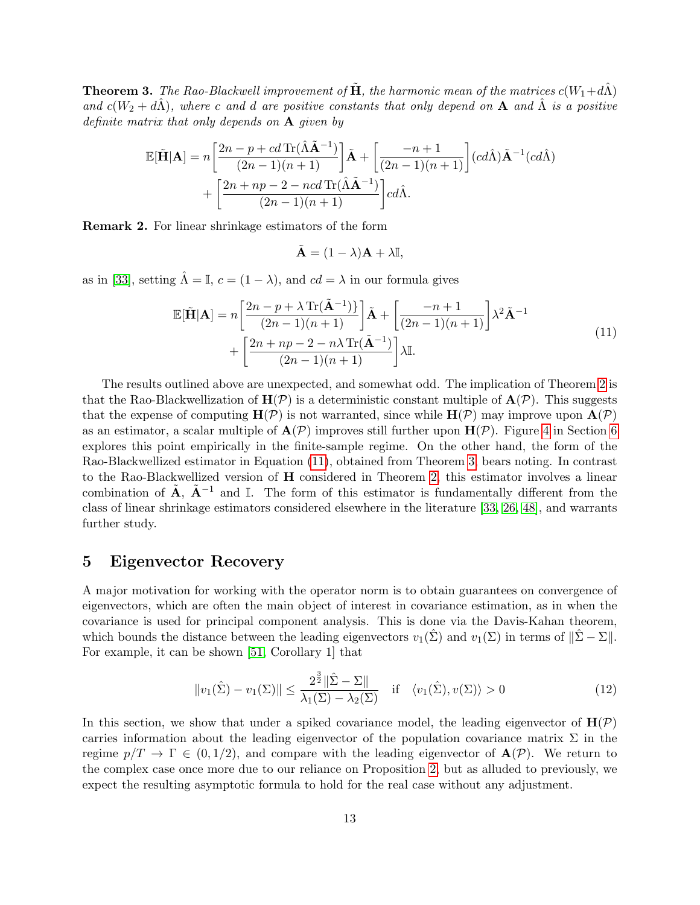**Theorem 3.** *The Rao-Blackwell improvement of $\tilde{\mathbf{H}}$, the harmonic mean of the matrices $c(W_1 + d\hat{\Lambda})$ and $c(W_2 + d\hat{\Lambda})$, where $c$ and $d$ are positive constants that only depend on $\mathbf{A}$ and $\hat{\Lambda}$ is a positive definite matrix that only depends on $\mathbf{A}$ given by*

$$
\begin{aligned}
\mathbb{E}[\tilde{\mathbf{H}}|\mathbf{A}] = n\left[\frac{2n - p + cd\,\mathrm{Tr}(\hat{\Lambda}\tilde{\mathbf{A}}^{-1})}{(2n-1)(n+1)}\right]\tilde{\mathbf{A}} + \left[\frac{-n+1}{(2n-1)(n+1)}\right](cd\hat{\Lambda})\tilde{\mathbf{A}}^{-1}(cd\hat{\Lambda}) \\
+ \left[\frac{2n + np - 2 - ncd\,\mathrm{Tr}(\hat{\Lambda}\tilde{\mathbf{A}}^{-1})}{(2n-1)(n+1)}\right]cd\hat{\Lambda}.
\end{aligned}
$$

**Remark 2.** For linear shrinkage estimators of the form

$$
\tilde{\mathbf{A}} = (1-\lambda)\mathbf{A} + \lambda\mathbb{I},
$$

as in [33], setting $\hat{\Lambda} = \mathbb{I}$, $c = (1-\lambda)$, and $cd = \lambda$ in our formula gives

$$
\begin{aligned}
\mathbb{E}[\tilde{\mathbf{H}}|\mathbf{A}] = n\left[\frac{2n - p + \lambda\,\mathrm{Tr}(\tilde{\mathbf{A}}^{-1})\}}{(2n-1)(n+1)}\right]\tilde{\mathbf{A}} + \left[\frac{-n+1}{(2n-1)(n+1)}\right]\lambda^2\tilde{\mathbf{A}}^{-1} \\
+ \left[\frac{2n + np - 2 - n\lambda\,\mathrm{Tr}(\tilde{\mathbf{A}}^{-1})}{(2n-1)(n+1)}\right]\lambda\mathbb{I}.
\end{aligned}
\tag{11}
$$

The results outlined above are unexpected, and somewhat odd. The implication of Theorem 2 is that the Rao-Blackwellization of $\mathbf{H}(\mathcal{P})$ is a deterministic constant multiple of $\mathbf{A}(\mathcal{P})$. This suggests that the expense of computing $\mathbf{H}(\mathcal{P})$ is not warranted, since while $\mathbf{H}(\mathcal{P})$ may improve upon $\mathbf{A}(\mathcal{P})$ as an estimator, a scalar multiple of $\mathbf{A}(\mathcal{P})$ improves still further upon $\mathbf{H}(\mathcal{P})$. Figure 4 in Section 6 explores this point empirically in the finite-sample regime. On the other hand, the form of the Rao-Blackwellized estimator in Equation (11), obtained from Theorem 3, bears noting. In contrast to the Rao-Blackwellized version of $\mathbf{H}$ considered in Theorem 2, this estimator involves a linear combination of $\tilde{\mathbf{A}}$, $\tilde{\mathbf{A}}^{-1}$ and $\mathbb{I}$. The form of this estimator is fundamentally different from the class of linear shrinkage estimators considered elsewhere in the literature [33, 26, 48], and warrants further study.

# 5 Eigenvector Recovery

A major motivation for working with the operator norm is to obtain guarantees on convergence of eigenvectors, which are often the main object of interest in covariance estimation, as in when the covariance is used for principal component analysis. This is done via the Davis-Kahan theorem, which bounds the distance between the leading eigenvectors $v_1(\hat{\Sigma})$ and $v_1(\Sigma)$ in terms of $\|\hat{\Sigma} - \Sigma\|$. For example, it can be shown [51, Corollary 1] that

$$
\|v_1(\hat{\Sigma}) - v_1(\Sigma)\| \leq \frac{2^{\frac{3}{2}}\|\hat{\Sigma} - \Sigma\|}{\lambda_1(\Sigma) - \lambda_2(\Sigma)} \quad \text{if} \quad \langle v_1(\hat{\Sigma}), v(\Sigma)\rangle > 0
\tag{12}
$$

In this section, we show that under a spiked covariance model, the leading eigenvector of $\mathbf{H}(\mathcal{P})$ carries information about the leading eigenvector of the population covariance matrix $\Sigma$ in the regime $p/T \to \Gamma \in (0, 1/2)$, and compare with the leading eigenvector of $\mathbf{A}(\mathcal{P})$. We return to the complex case once more due to our reliance on Proposition 2, but as alluded to previously, we expect the resulting asymptotic formula to hold for the real case without any adjustment.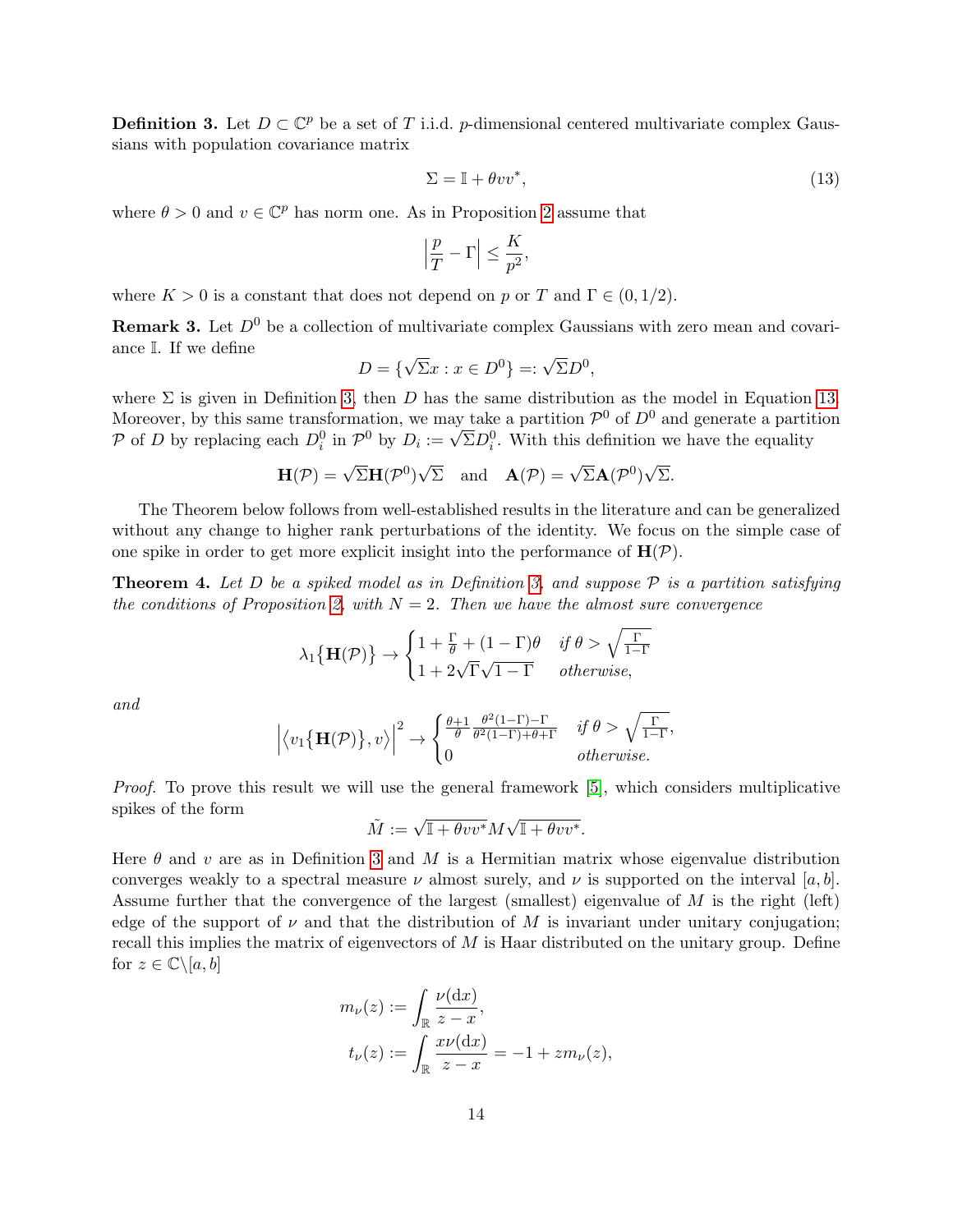**Definition 3.** Let $D \subset \mathbb{C}^p$ be a set of $T$ i.i.d. $p$-dimensional centered multivariate complex Gaussians with population covariance matrix

$$\Sigma = \mathbb{I} + \theta v v^*, \tag{13}$$

where $\theta > 0$ and $v \in \mathbb{C}^p$ has norm one. As in Proposition 2 assume that

$$\left| \frac{p}{T} - \Gamma \right| \leq \frac{K}{p^2},$$

where $K > 0$ is a constant that does not depend on $p$ or $T$ and $\Gamma \in (0, 1/2)$.

**Remark 3.** Let $D^0$ be a collection of multivariate complex Gaussians with zero mean and covariance $\mathbb{I}$. If we define

$$D = \{\sqrt{\Sigma} x : x \in D^0\} =: \sqrt{\Sigma} D^0,$$

where $\Sigma$ is given in Definition 3, then $D$ has the same distribution as the model in Equation 13. Moreover, by this same transformation, we may take a partition $\mathcal{P}^0$ of $D^0$ and generate a partition $\mathcal{P}$ of $D$ by replacing each $D_i^0$ in $\mathcal{P}^0$ by $D_i := \sqrt{\Sigma} D_i^0$. With this definition we have the equality

$$\mathbf{H}(\mathcal{P}) = \sqrt{\Sigma}\mathbf{H}(\mathcal{P}^0)\sqrt{\Sigma} \quad \text{and} \quad \mathbf{A}(\mathcal{P}) = \sqrt{\Sigma}\mathbf{A}(\mathcal{P}^0)\sqrt{\Sigma}.$$

The Theorem below follows from well-established results in the literature and can be generalized without any change to higher rank perturbations of the identity. We focus on the simple case of one spike in order to get more explicit insight into the performance of $\mathbf{H}(\mathcal{P})$.

**Theorem 4.** *Let $D$ be a spiked model as in Definition 3, and suppose $\mathcal{P}$ is a partition satisfying the conditions of Proposition 2, with $N = 2$. Then we have the almost sure convergence*

$$\lambda_1\{\mathbf{H}(\mathcal{P})\} \to \begin{cases} 1 + \frac{\Gamma}{\theta} + (1-\Gamma)\theta & \text{if } \theta > \sqrt{\frac{\Gamma}{1-\Gamma}} \\ 1 + 2\sqrt{\Gamma}\sqrt{1-\Gamma} & \text{otherwise,} \end{cases}$$

*and*

$$\left| \langle v_1\{\mathbf{H}(\mathcal{P})\}, v \rangle \right|^2 \to \begin{cases} \frac{\theta+1}{\theta} \frac{\theta^2(1-\Gamma)-\Gamma}{\theta^2(1-\Gamma)+\theta+\Gamma} & \text{if } \theta > \sqrt{\frac{\Gamma}{1-\Gamma}}, \\ 0 & \text{otherwise.} \end{cases}$$

*Proof.* To prove this result we will use the general framework [5], which considers multiplicative spikes of the form

$$\tilde{M} := \sqrt{\mathbb{I} + \theta v v^*} M \sqrt{\mathbb{I} + \theta v v^*}.$$

Here $\theta$ and $v$ are as in Definition 3 and $M$ is a Hermitian matrix whose eigenvalue distribution converges weakly to a spectral measure $\nu$ almost surely, and $\nu$ is supported on the interval $[a, b]$. Assume further that the convergence of the largest (smallest) eigenvalue of $M$ is the right (left) edge of the support of $\nu$ and that the distribution of $M$ is invariant under unitary conjugation; recall this implies the matrix of eigenvectors of $M$ is Haar distributed on the unitary group. Define for $z \in \mathbb{C} \backslash [a, b]$

$$m_\nu(z) := \int_{\mathbb{R}} \frac{\nu(\mathrm{d}x)}{z - x},$$

$$t_\nu(z) := \int_{\mathbb{R}} \frac{x\nu(\mathrm{d}x)}{z - x} = -1 + z m_\nu(z),$$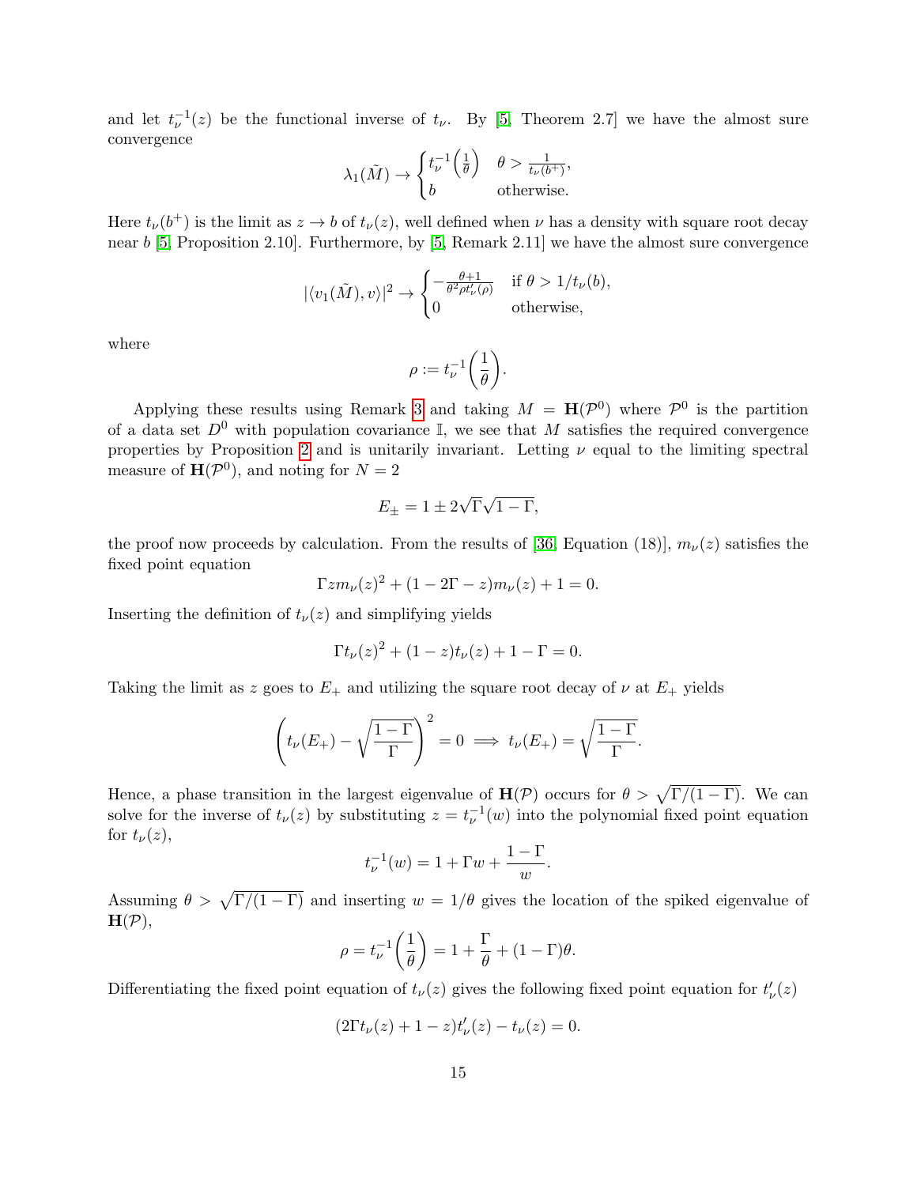and let $t_\nu^{-1}(z)$ be the functional inverse of $t_\nu$. By [5, Theorem 2.7] we have the almost sure convergence

$$\lambda_1(\tilde{M}) \to \begin{cases} t_\nu^{-1}\left(\frac{1}{\theta}\right) & \theta > \frac{1}{t_\nu(b^+)}, \\ b & \text{otherwise.} \end{cases}$$

Here $t_\nu(b^+)$ is the limit as $z \to b$ of $t_\nu(z)$, well defined when $\nu$ has a density with square root decay near $b$ [5, Proposition 2.10]. Furthermore, by [5, Remark 2.11] we have the almost sure convergence

$$|\langle v_1(\tilde{M}), v \rangle|^2 \to \begin{cases} -\frac{\theta+1}{\theta^2 \rho t_\nu'(\rho)} & \text{if } \theta > 1/t_\nu(b), \\ 0 & \text{otherwise,} \end{cases}$$

where

$$\rho := t_\nu^{-1}\left(\frac{1}{\theta}\right).$$

Applying these results using Remark 3 and taking $M = \mathbf{H}(\mathcal{P}^0)$ where $\mathcal{P}^0$ is the partition of a data set $D^0$ with population covariance $\mathbb{I}$, we see that $M$ satisfies the required convergence properties by Proposition 2 and is unitarily invariant. Letting $\nu$ equal to the limiting spectral measure of $\mathbf{H}(\mathcal{P}^0)$, and noting for $N = 2$

$$E_\pm = 1 \pm 2\sqrt{\Gamma}\sqrt{1-\Gamma},$$

the proof now proceeds by calculation. From the results of [36, Equation (18)], $m_\nu(z)$ satisfies the fixed point equation

$$\Gamma z m_\nu(z)^2 + (1 - 2\Gamma - z) m_\nu(z) + 1 = 0.$$

Inserting the definition of $t_\nu(z)$ and simplifying yields

$$\Gamma t_\nu(z)^2 + (1 - z) t_\nu(z) + 1 - \Gamma = 0.$$

Taking the limit as $z$ goes to $E_+$ and utilizing the square root decay of $\nu$ at $E_+$ yields

$$\left( t_\nu(E_+) - \sqrt{\frac{1-\Gamma}{\Gamma}} \right)^2 = 0 \implies t_\nu(E_+) = \sqrt{\frac{1-\Gamma}{\Gamma}}.$$

Hence, a phase transition in the largest eigenvalue of $\mathbf{H}(\mathcal{P})$ occurs for $\theta > \sqrt{\Gamma/(1-\Gamma)}$. We can solve for the inverse of $t_\nu(z)$ by substituting $z = t_\nu^{-1}(w)$ into the polynomial fixed point equation for $t_\nu(z)$,

$$t_\nu^{-1}(w) = 1 + \Gamma w + \frac{1-\Gamma}{w}.$$

Assuming $\theta > \sqrt{\Gamma/(1-\Gamma)}$ and inserting $w = 1/\theta$ gives the location of the spiked eigenvalue of $\mathbf{H}(\mathcal{P})$,

$$\rho = t_\nu^{-1}\left(\frac{1}{\theta}\right) = 1 + \frac{\Gamma}{\theta} + (1-\Gamma)\theta.$$

Differentiating the fixed point equation of $t_\nu(z)$ gives the following fixed point equation for $t_\nu'(z)$

$$(2\Gamma t_\nu(z) + 1 - z) t_\nu'(z) - t_\nu(z) = 0.$$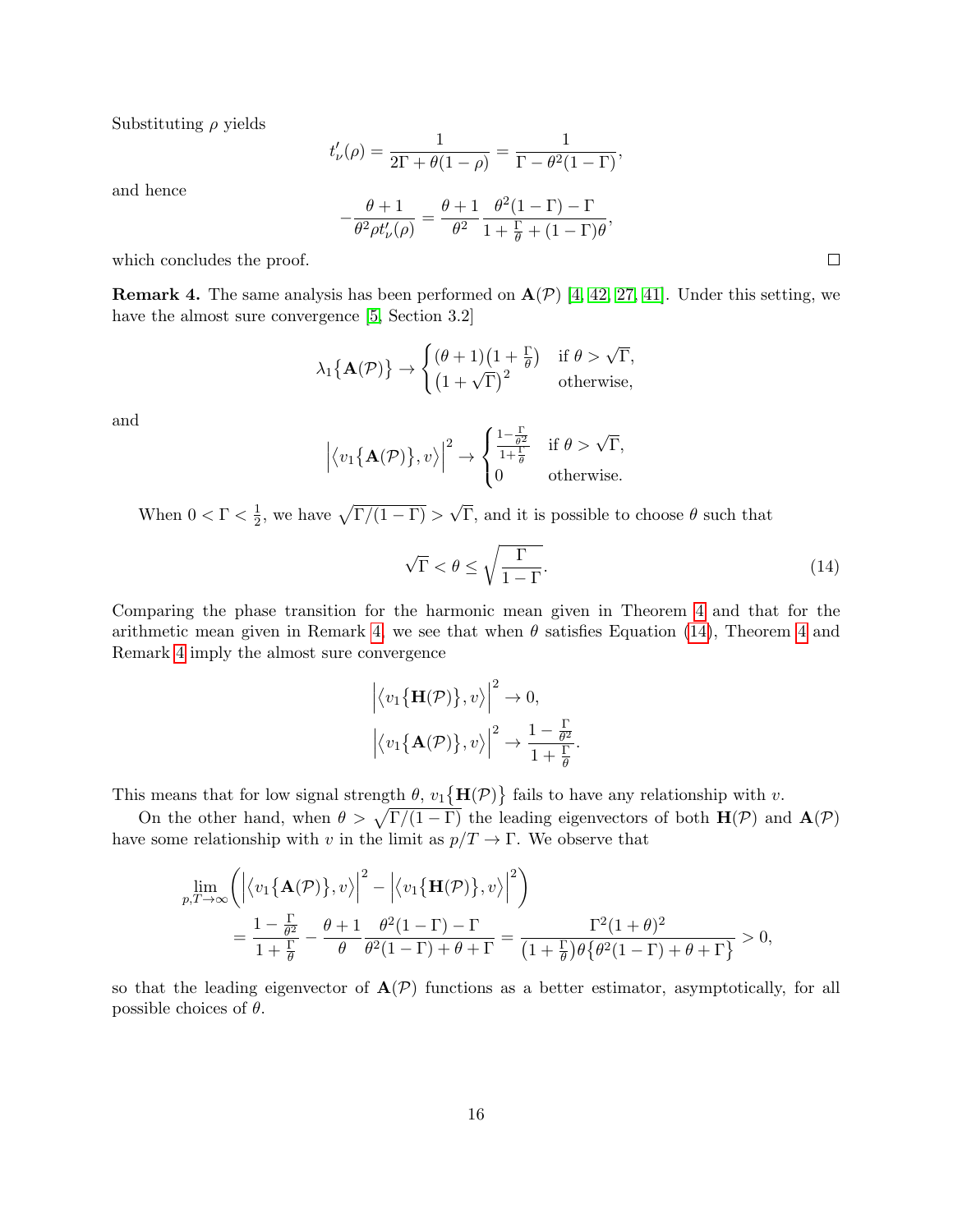Substituting $\rho$ yields

$$t'_\nu(\rho) = \frac{1}{2\Gamma + \theta(1-\rho)} = \frac{1}{\Gamma - \theta^2(1-\Gamma)},$$

and hence

$$-\frac{\theta+1}{\theta^2 \rho t'_\nu(\rho)} = \frac{\theta+1}{\theta^2} \frac{\theta^2(1-\Gamma) - \Gamma}{1 + \frac{\Gamma}{\theta} + (1-\Gamma)\theta},$$

which concludes the proof. ∎

**Remark 4.** The same analysis has been performed on $\mathbf{A}(\mathcal{P})$ [4, 42, 27, 41]. Under this setting, we have the almost sure convergence [5, Section 3.2]

$$\lambda_1\{\mathbf{A}(\mathcal{P})\} \to \begin{cases} (\theta+1)\left(1+\frac{\Gamma}{\theta}\right) & \text{if } \theta > \sqrt{\Gamma}, \\ \left(1+\sqrt{\Gamma}\right)^2 & \text{otherwise,} \end{cases}$$

and

$$\left|\left\langle v_1\{\mathbf{A}(\mathcal{P})\}, v\right\rangle\right|^2 \to \begin{cases} \frac{1-\frac{\Gamma}{\theta^2}}{1+\frac{\Gamma}{\theta}} & \text{if } \theta > \sqrt{\Gamma}, \\ 0 & \text{otherwise.} \end{cases}$$

When $0 < \Gamma < \frac{1}{2}$, we have $\sqrt{\Gamma/(1-\Gamma)} > \sqrt{\Gamma}$, and it is possible to choose $\theta$ such that

$$\sqrt{\Gamma} < \theta \le \sqrt{\frac{\Gamma}{1-\Gamma}}. \tag{14}$$

Comparing the phase transition for the harmonic mean given in Theorem 4 and that for the arithmetic mean given in Remark 4, we see that when $\theta$ satisfies Equation (14), Theorem 4 and Remark 4 imply the almost sure convergence

$$\left|\left\langle v_1\{\mathbf{H}(\mathcal{P})\}, v\right\rangle\right|^2 \to 0,$$

$$\left|\left\langle v_1\{\mathbf{A}(\mathcal{P})\}, v\right\rangle\right|^2 \to \frac{1-\frac{\Gamma}{\theta^2}}{1+\frac{\Gamma}{\theta}}.$$

This means that for low signal strength $\theta$, $v_1\{\mathbf{H}(\mathcal{P})\}$ fails to have any relationship with $v$.

On the other hand, when $\theta > \sqrt{\Gamma/(1-\Gamma)}$ the leading eigenvectors of both $\mathbf{H}(\mathcal{P})$ and $\mathbf{A}(\mathcal{P})$ have some relationship with $v$ in the limit as $p/T \to \Gamma$. We observe that

$$\begin{aligned} &\lim_{p,T\to\infty}\left(\left|\left\langle v_1\{\mathbf{A}(\mathcal{P})\}, v\right\rangle\right|^2 - \left|\left\langle v_1\{\mathbf{H}(\mathcal{P})\}, v\right\rangle\right|^2\right) \\ &\qquad = \frac{1-\frac{\Gamma}{\theta^2}}{1+\frac{\Gamma}{\theta}} - \frac{\theta+1}{\theta}\frac{\theta^2(1-\Gamma)-\Gamma}{\theta^2(1-\Gamma)+\theta+\Gamma} = \frac{\Gamma^2(1+\theta)^2}{\left(1+\frac{\Gamma}{\theta}\right)\theta\left\{\theta^2(1-\Gamma)+\theta+\Gamma\right\}} > 0, \end{aligned}$$

so that the leading eigenvector of $\mathbf{A}(\mathcal{P})$ functions as a better estimator, asymptotically, for all possible choices of $\theta$.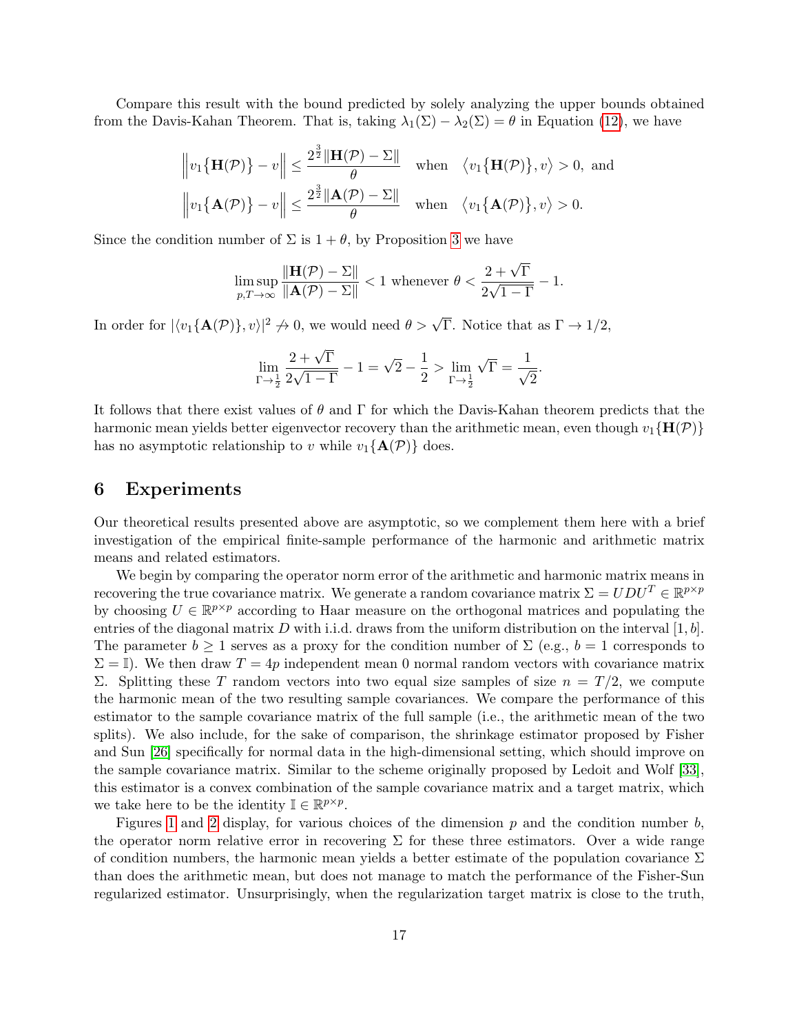Compare this result with the bound predicted by solely analyzing the upper bounds obtained from the Davis-Kahan Theorem. That is, taking $\lambda_1(\Sigma) - \lambda_2(\Sigma) = \theta$ in Equation (12), we have

$$\left\| v_1\{\mathbf{H}(\mathcal{P})\} - v \right\| \leq \frac{2^{\frac{3}{2}} \|\mathbf{H}(\mathcal{P}) - \Sigma\|}{\theta} \quad \text{when} \quad \langle v_1\{\mathbf{H}(\mathcal{P})\}, v \rangle > 0, \text{ and}$$

$$\left\| v_1\{\mathbf{A}(\mathcal{P})\} - v \right\| \leq \frac{2^{\frac{3}{2}} \|\mathbf{A}(\mathcal{P}) - \Sigma\|}{\theta} \quad \text{when} \quad \langle v_1\{\mathbf{A}(\mathcal{P})\}, v \rangle > 0.$$

Since the condition number of $\Sigma$ is $1 + \theta$, by Proposition 3 we have

$$\limsup_{p,T \to \infty} \frac{\|\mathbf{H}(\mathcal{P}) - \Sigma\|}{\|\mathbf{A}(\mathcal{P}) - \Sigma\|} < 1 \text{ whenever } \theta < \frac{2 + \sqrt{\Gamma}}{2\sqrt{1 - \Gamma}} - 1.$$

In order for $|\langle v_1\{\mathbf{A}(\mathcal{P})\}, v\rangle|^2 \not\to 0$, we would need $\theta > \sqrt{\Gamma}$. Notice that as $\Gamma \to 1/2$,

$$\lim_{\Gamma \to \frac{1}{2}} \frac{2 + \sqrt{\Gamma}}{2\sqrt{1 - \Gamma}} - 1 = \sqrt{2} - \frac{1}{2} > \lim_{\Gamma \to \frac{1}{2}} \sqrt{\Gamma} = \frac{1}{\sqrt{2}}.$$

It follows that there exist values of $\theta$ and $\Gamma$ for which the Davis-Kahan theorem predicts that the harmonic mean yields better eigenvector recovery than the arithmetic mean, even though $v_1\{\mathbf{H}(\mathcal{P})\}$ has no asymptotic relationship to $v$ while $v_1\{\mathbf{A}(\mathcal{P})\}$ does.

## 6 Experiments

Our theoretical results presented above are asymptotic, so we complement them here with a brief investigation of the empirical finite-sample performance of the harmonic and arithmetic matrix means and related estimators.

We begin by comparing the operator norm error of the arithmetic and harmonic matrix means in recovering the true covariance matrix. We generate a random covariance matrix $\Sigma = UDU^T \in \mathbb{R}^{p \times p}$ by choosing $U \in \mathbb{R}^{p \times p}$ according to Haar measure on the orthogonal matrices and populating the entries of the diagonal matrix $D$ with i.i.d. draws from the uniform distribution on the interval $[1, b]$. The parameter $b \geq 1$ serves as a proxy for the condition number of $\Sigma$ (e.g., $b = 1$ corresponds to $\Sigma = \mathbb{I}$). We then draw $T = 4p$ independent mean 0 normal random vectors with covariance matrix $\Sigma$. Splitting these $T$ random vectors into two equal size samples of size $n = T/2$, we compute the harmonic mean of the two resulting sample covariances. We compare the performance of this estimator to the sample covariance matrix of the full sample (i.e., the arithmetic mean of the two splits). We also include, for the sake of comparison, the shrinkage estimator proposed by Fisher and Sun [26] specifically for normal data in the high-dimensional setting, which should improve on the sample covariance matrix. Similar to the scheme originally proposed by Ledoit and Wolf [33], this estimator is a convex combination of the sample covariance matrix and a target matrix, which we take here to be the identity $\mathbb{I} \in \mathbb{R}^{p \times p}$.

Figures 1 and 2 display, for various choices of the dimension $p$ and the condition number $b$, the operator norm relative error in recovering $\Sigma$ for these three estimators. Over a wide range of condition numbers, the harmonic mean yields a better estimate of the population covariance $\Sigma$ than does the arithmetic mean, but does not manage to match the performance of the Fisher-Sun regularized estimator. Unsurprisingly, when the regularization target matrix is close to the truth,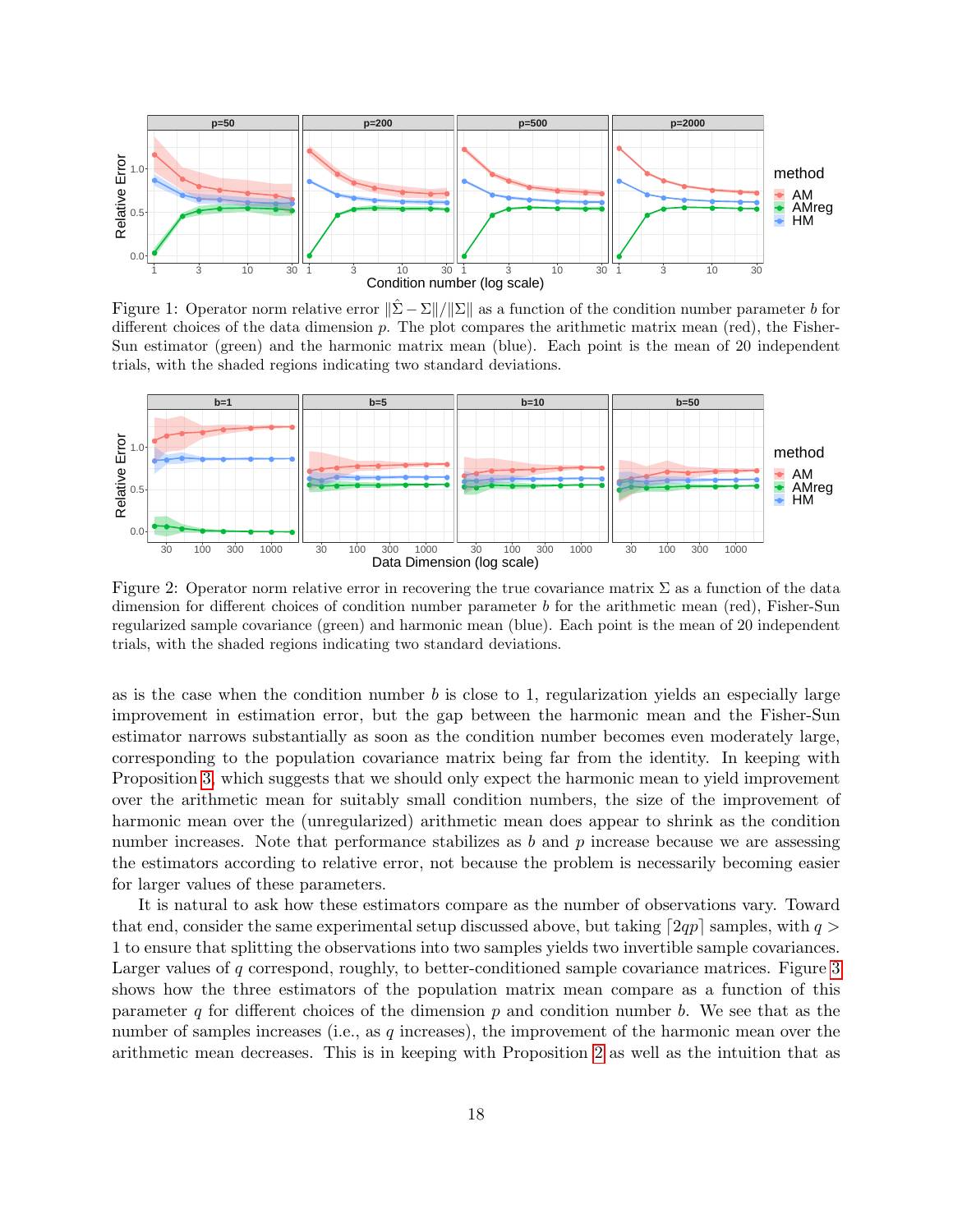Figure 1: Operator norm relative error $\|\hat{\Sigma} - \Sigma\|/\|\Sigma\|$ as a function of the condition number parameter $b$ for different choices of the data dimension $p$. The plot compares the arithmetic matrix mean (red), the Fisher-Sun estimator (green) and the harmonic matrix mean (blue). Each point is the mean of 20 independent trials, with the shaded regions indicating two standard deviations.

Figure 2: Operator norm relative error in recovering the true covariance matrix $\Sigma$ as a function of the data dimension for different choices of condition number parameter $b$ for the arithmetic mean (red), Fisher-Sun regularized sample covariance (green) and harmonic mean (blue). Each point is the mean of 20 independent trials, with the shaded regions indicating two standard deviations.

as is the case when the condition number $b$ is close to 1, regularization yields an especially large improvement in estimation error, but the gap between the harmonic mean and the Fisher-Sun estimator narrows substantially as soon as the condition number becomes even moderately large, corresponding to the population covariance matrix being far from the identity. In keeping with Proposition 3, which suggests that we should only expect the harmonic mean to yield improvement over the arithmetic mean for suitably small condition numbers, the size of the improvement of harmonic mean over the (unregularized) arithmetic mean does appear to shrink as the condition number increases. Note that performance stabilizes as $b$ and $p$ increase because we are assessing the estimators according to relative error, not because the problem is necessarily becoming easier for larger values of these parameters.

It is natural to ask how these estimators compare as the number of observations vary. Toward that end, consider the same experimental setup discussed above, but taking $\lceil 2qp \rceil$ samples, with $q > 1$ to ensure that splitting the observations into two samples yields two invertible sample covariances. Larger values of $q$ correspond, roughly, to better-conditioned sample covariance matrices. Figure 3 shows how the three estimators of the population matrix mean compare as a function of this parameter $q$ for different choices of the dimension $p$ and condition number $b$. We see that as the number of samples increases (i.e., as $q$ increases), the improvement of the harmonic mean over the arithmetic mean decreases. This is in keeping with Proposition 2 as well as the intuition that as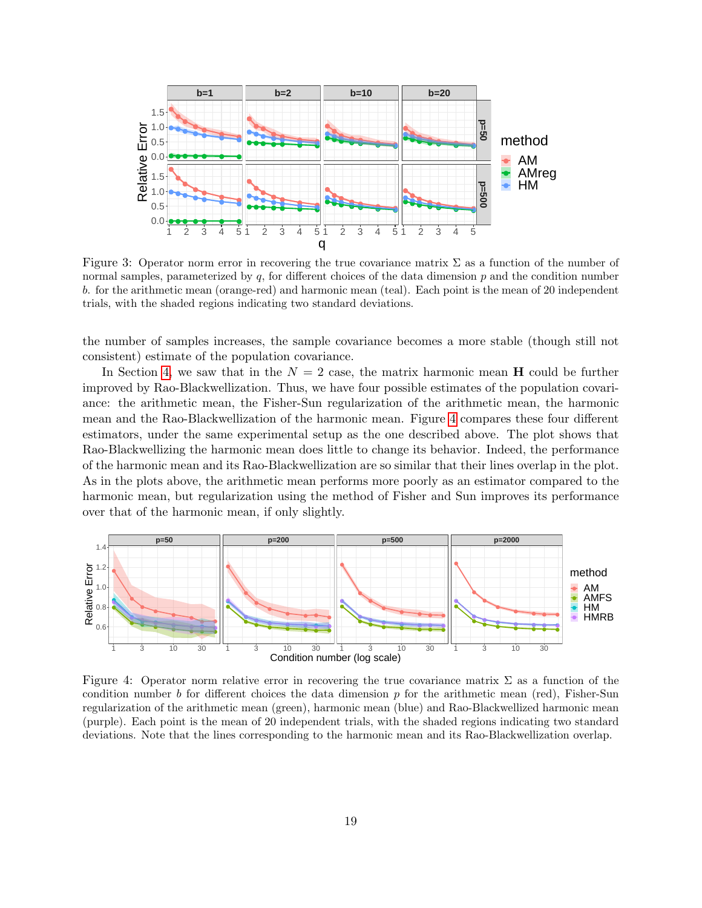Figure 3: Operator norm error in recovering the true covariance matrix $\Sigma$ as a function of the number of normal samples, parameterized by $q$, for different choices of the data dimension $p$ and the condition number $b$. for the arithmetic mean (orange-red) and harmonic mean (teal). Each point is the mean of 20 independent trials, with the shaded regions indicating two standard deviations.

the number of samples increases, the sample covariance becomes a more stable (though still not consistent) estimate of the population covariance.

In Section 4, we saw that in the $N = 2$ case, the matrix harmonic mean $\mathbf{H}$ could be further improved by Rao-Blackwellization. Thus, we have four possible estimates of the population covariance: the arithmetic mean, the Fisher-Sun regularization of the arithmetic mean, the harmonic mean and the Rao-Blackwellization of the harmonic mean. Figure 4 compares these four different estimators, under the same experimental setup as the one described above. The plot shows that Rao-Blackwellizing the harmonic mean does little to change its behavior. Indeed, the performance of the harmonic mean and its Rao-Blackwellization are so similar that their lines overlap in the plot. As in the plots above, the arithmetic mean performs more poorly as an estimator compared to the harmonic mean, but regularization using the method of Fisher and Sun improves its performance over that of the harmonic mean, if only slightly.

Figure 4: Operator norm relative error in recovering the true covariance matrix $\Sigma$ as a function of the condition number $b$ for different choices the data dimension $p$ for the arithmetic mean (red), Fisher-Sun regularization of the arithmetic mean (green), harmonic mean (blue) and Rao-Blackwellized harmonic mean (purple). Each point is the mean of 20 independent trials, with the shaded regions indicating two standard deviations. Note that the lines corresponding to the harmonic mean and its Rao-Blackwellization overlap.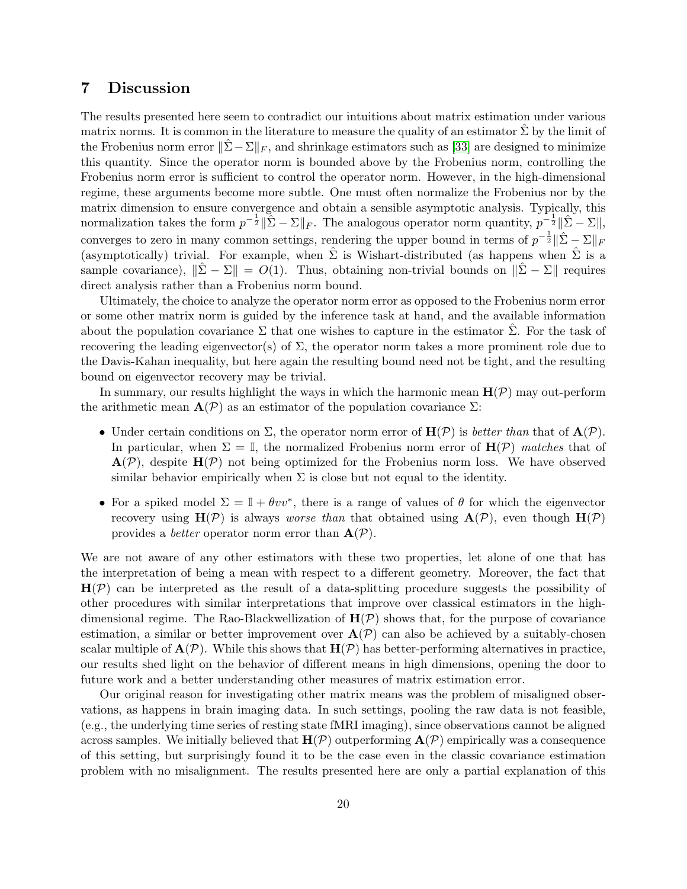## 7 Discussion

The results presented here seem to contradict our intuitions about matrix estimation under various matrix norms. It is common in the literature to measure the quality of an estimator $\hat{\Sigma}$ by the limit of the Frobenius norm error $\|\hat{\Sigma}-\Sigma\|_F$, and shrinkage estimators such as [33] are designed to minimize this quantity. Since the operator norm is bounded above by the Frobenius norm, controlling the Frobenius norm error is sufficient to control the operator norm. However, in the high-dimensional regime, these arguments become more subtle. One must often normalize the Frobenius nor by the matrix dimension to ensure convergence and obtain a sensible asymptotic analysis. Typically, this normalization takes the form $p^{-\frac{1}{2}}\|\hat{\Sigma}-\Sigma\|_F$. The analogous operator norm quantity, $p^{-\frac{1}{2}}\|\hat{\Sigma}-\Sigma\|$, converges to zero in many common settings, rendering the upper bound in terms of $p^{-\frac{1}{2}}\|\hat{\Sigma}-\Sigma\|_F$ (asymptotically) trivial. For example, when $\hat{\Sigma}$ is Wishart-distributed (as happens when $\hat{\Sigma}$ is a sample covariance), $\|\hat{\Sigma}-\Sigma\| = O(1)$. Thus, obtaining non-trivial bounds on $\|\hat{\Sigma}-\Sigma\|$ requires direct analysis rather than a Frobenius norm bound.

Ultimately, the choice to analyze the operator norm error as opposed to the Frobenius norm error or some other matrix norm is guided by the inference task at hand, and the available information about the population covariance $\Sigma$ that one wishes to capture in the estimator $\hat{\Sigma}$. For the task of recovering the leading eigenvector(s) of $\Sigma$, the operator norm takes a more prominent role due to the Davis-Kahan inequality, but here again the resulting bound need not be tight, and the resulting bound on eigenvector recovery may be trivial.

In summary, our results highlight the ways in which the harmonic mean $\mathbf{H}(\mathcal{P})$ may out-perform the arithmetic mean $\mathbf{A}(\mathcal{P})$ as an estimator of the population covariance $\Sigma$:

- Under certain conditions on $\Sigma$, the operator norm error of $\mathbf{H}(\mathcal{P})$ is *better than* that of $\mathbf{A}(\mathcal{P})$. In particular, when $\Sigma = \mathbb{I}$, the normalized Frobenius norm error of $\mathbf{H}(\mathcal{P})$ *matches* that of $\mathbf{A}(\mathcal{P})$, despite $\mathbf{H}(\mathcal{P})$ not being optimized for the Frobenius norm loss. We have observed similar behavior empirically when $\Sigma$ is close but not equal to the identity.
- For a spiked model $\Sigma = \mathbb{I} + \theta vv^*$, there is a range of values of $\theta$ for which the eigenvector recovery using $\mathbf{H}(\mathcal{P})$ is always *worse than* that obtained using $\mathbf{A}(\mathcal{P})$, even though $\mathbf{H}(\mathcal{P})$ provides a *better* operator norm error than $\mathbf{A}(\mathcal{P})$.

We are not aware of any other estimators with these two properties, let alone of one that has the interpretation of being a mean with respect to a different geometry. Moreover, the fact that $\mathbf{H}(\mathcal{P})$ can be interpreted as the result of a data-splitting procedure suggests the possibility of other procedures with similar interpretations that improve over classical estimators in the high-dimensional regime. The Rao-Blackwellization of $\mathbf{H}(\mathcal{P})$ shows that, for the purpose of covariance estimation, a similar or better improvement over $\mathbf{A}(\mathcal{P})$ can also be achieved by a suitably-chosen scalar multiple of $\mathbf{A}(\mathcal{P})$. While this shows that $\mathbf{H}(\mathcal{P})$ has better-performing alternatives in practice, our results shed light on the behavior of different means in high dimensions, opening the door to future work and a better understanding other measures of matrix estimation error.

Our original reason for investigating other matrix means was the problem of misaligned observations, as happens in brain imaging data. In such settings, pooling the raw data is not feasible, (e.g., the underlying time series of resting state fMRI imaging), since observations cannot be aligned across samples. We initially believed that $\mathbf{H}(\mathcal{P})$ outperforming $\mathbf{A}(\mathcal{P})$ empirically was a consequence of this setting, but surprisingly found it to be the case even in the classic covariance estimation problem with no misalignment. The results presented here are only a partial explanation of this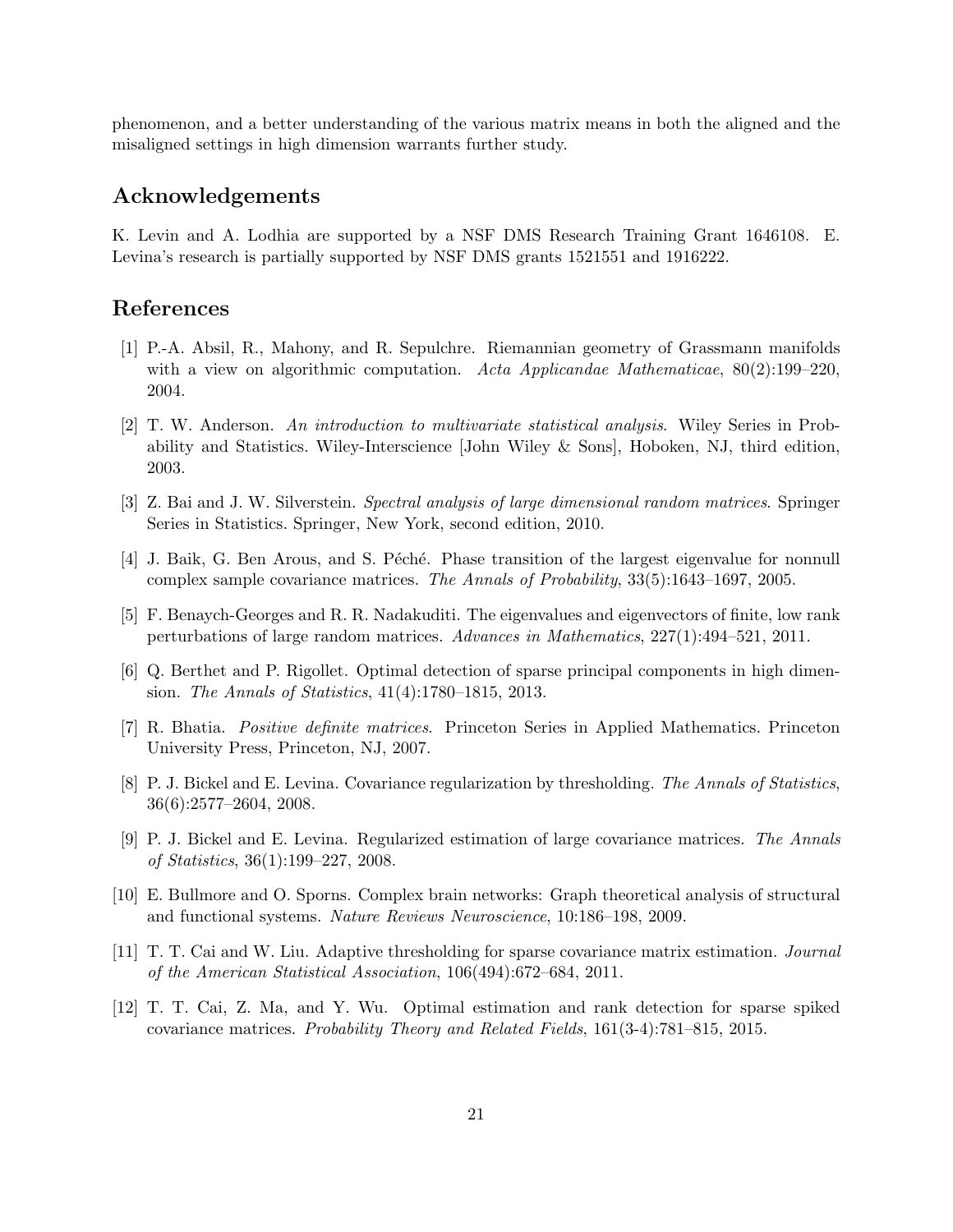phenomenon, and a better understanding of the various matrix means in both the aligned and the misaligned settings in high dimension warrants further study.

## Acknowledgements

K. Levin and A. Lodhia are supported by a NSF DMS Research Training Grant 1646108. E. Levina's research is partially supported by NSF DMS grants 1521551 and 1916222.

## References

[1] P.-A. Absil, R., Mahony, and R. Sepulchre. Riemannian geometry of Grassmann manifolds with a view on algorithmic computation. *Acta Applicandae Mathematicae*, 80(2):199–220, 2004.

[2] T. W. Anderson. *An introduction to multivariate statistical analysis*. Wiley Series in Probability and Statistics. Wiley-Interscience [John Wiley & Sons], Hoboken, NJ, third edition, 2003.

[3] Z. Bai and J. W. Silverstein. *Spectral analysis of large dimensional random matrices*. Springer Series in Statistics. Springer, New York, second edition, 2010.

[4] J. Baik, G. Ben Arous, and S. Péché. Phase transition of the largest eigenvalue for nonnull complex sample covariance matrices. *The Annals of Probability*, 33(5):1643–1697, 2005.

[5] F. Benaych-Georges and R. R. Nadakuditi. The eigenvalues and eigenvectors of finite, low rank perturbations of large random matrices. *Advances in Mathematics*, 227(1):494–521, 2011.

[6] Q. Berthet and P. Rigollet. Optimal detection of sparse principal components in high dimension. *The Annals of Statistics*, 41(4):1780–1815, 2013.

[7] R. Bhatia. *Positive definite matrices*. Princeton Series in Applied Mathematics. Princeton University Press, Princeton, NJ, 2007.

[8] P. J. Bickel and E. Levina. Covariance regularization by thresholding. *The Annals of Statistics*, 36(6):2577–2604, 2008.

[9] P. J. Bickel and E. Levina. Regularized estimation of large covariance matrices. *The Annals of Statistics*, 36(1):199–227, 2008.

[10] E. Bullmore and O. Sporns. Complex brain networks: Graph theoretical analysis of structural and functional systems. *Nature Reviews Neuroscience*, 10:186–198, 2009.

[11] T. T. Cai and W. Liu. Adaptive thresholding for sparse covariance matrix estimation. *Journal of the American Statistical Association*, 106(494):672–684, 2011.

[12] T. T. Cai, Z. Ma, and Y. Wu. Optimal estimation and rank detection for sparse spiked covariance matrices. *Probability Theory and Related Fields*, 161(3-4):781–815, 2015.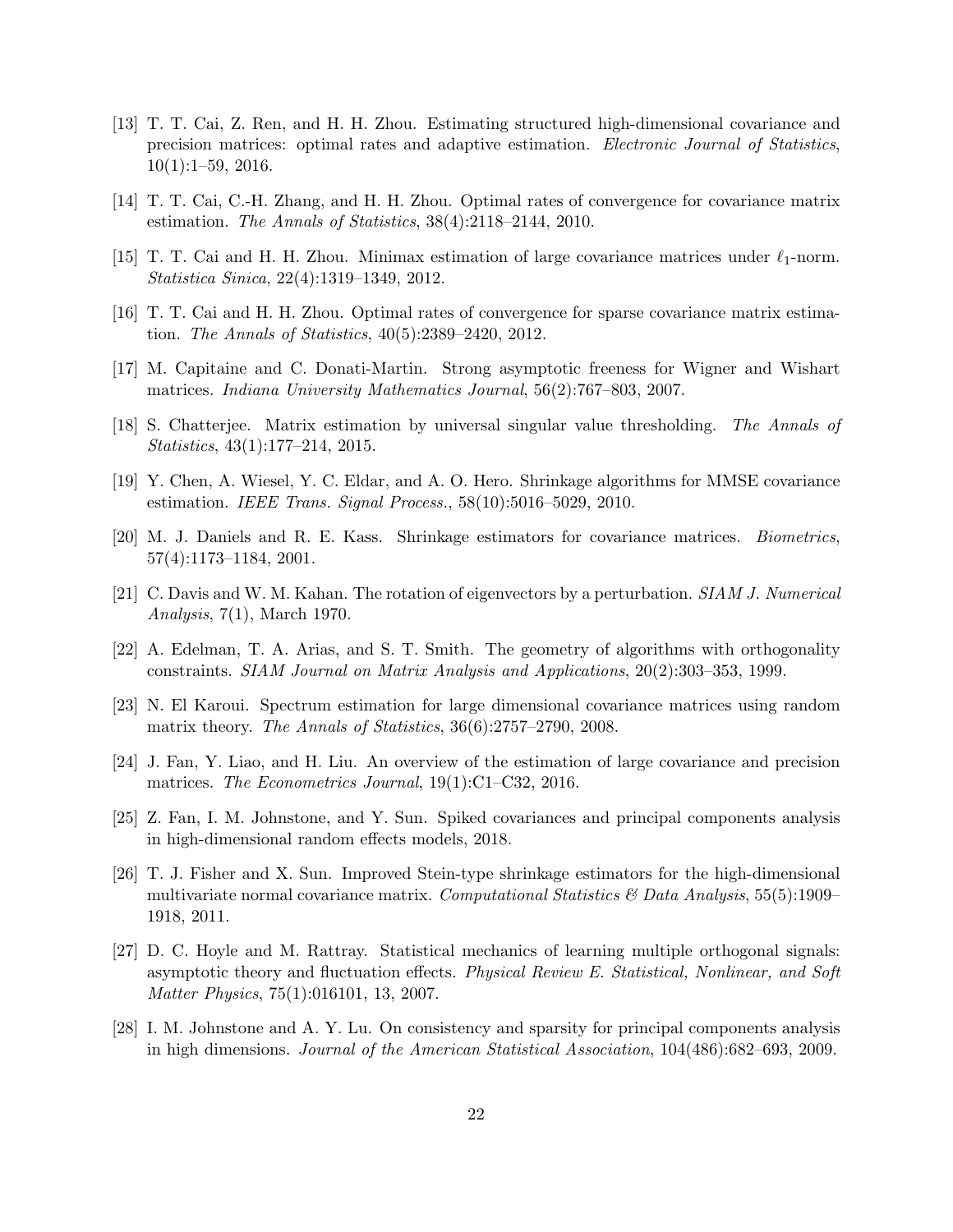[13] T. T. Cai, Z. Ren, and H. H. Zhou. Estimating structured high-dimensional covariance and precision matrices: optimal rates and adaptive estimation. *Electronic Journal of Statistics*, 10(1):1–59, 2016.

[14] T. T. Cai, C.-H. Zhang, and H. H. Zhou. Optimal rates of convergence for covariance matrix estimation. *The Annals of Statistics*, 38(4):2118–2144, 2010.

[15] T. T. Cai and H. H. Zhou. Minimax estimation of large covariance matrices under $\ell_1$-norm. *Statistica Sinica*, 22(4):1319–1349, 2012.

[16] T. T. Cai and H. H. Zhou. Optimal rates of convergence for sparse covariance matrix estimation. *The Annals of Statistics*, 40(5):2389–2420, 2012.

[17] M. Capitaine and C. Donati-Martin. Strong asymptotic freeness for Wigner and Wishart matrices. *Indiana University Mathematics Journal*, 56(2):767–803, 2007.

[18] S. Chatterjee. Matrix estimation by universal singular value thresholding. *The Annals of Statistics*, 43(1):177–214, 2015.

[19] Y. Chen, A. Wiesel, Y. C. Eldar, and A. O. Hero. Shrinkage algorithms for MMSE covariance estimation. *IEEE Trans. Signal Process.*, 58(10):5016–5029, 2010.

[20] M. J. Daniels and R. E. Kass. Shrinkage estimators for covariance matrices. *Biometrics*, 57(4):1173–1184, 2001.

[21] C. Davis and W. M. Kahan. The rotation of eigenvectors by a perturbation. *SIAM J. Numerical Analysis*, 7(1), March 1970.

[22] A. Edelman, T. A. Arias, and S. T. Smith. The geometry of algorithms with orthogonality constraints. *SIAM Journal on Matrix Analysis and Applications*, 20(2):303–353, 1999.

[23] N. El Karoui. Spectrum estimation for large dimensional covariance matrices using random matrix theory. *The Annals of Statistics*, 36(6):2757–2790, 2008.

[24] J. Fan, Y. Liao, and H. Liu. An overview of the estimation of large covariance and precision matrices. *The Econometrics Journal*, 19(1):C1–C32, 2016.

[25] Z. Fan, I. M. Johnstone, and Y. Sun. Spiked covariances and principal components analysis in high-dimensional random effects models, 2018.

[26] T. J. Fisher and X. Sun. Improved Stein-type shrinkage estimators for the high-dimensional multivariate normal covariance matrix. *Computational Statistics & Data Analysis*, 55(5):1909–1918, 2011.

[27] D. C. Hoyle and M. Rattray. Statistical mechanics of learning multiple orthogonal signals: asymptotic theory and fluctuation effects. *Physical Review E. Statistical, Nonlinear, and Soft Matter Physics*, 75(1):016101, 13, 2007.

[28] I. M. Johnstone and A. Y. Lu. On consistency and sparsity for principal components analysis in high dimensions. *Journal of the American Statistical Association*, 104(486):682–693, 2009.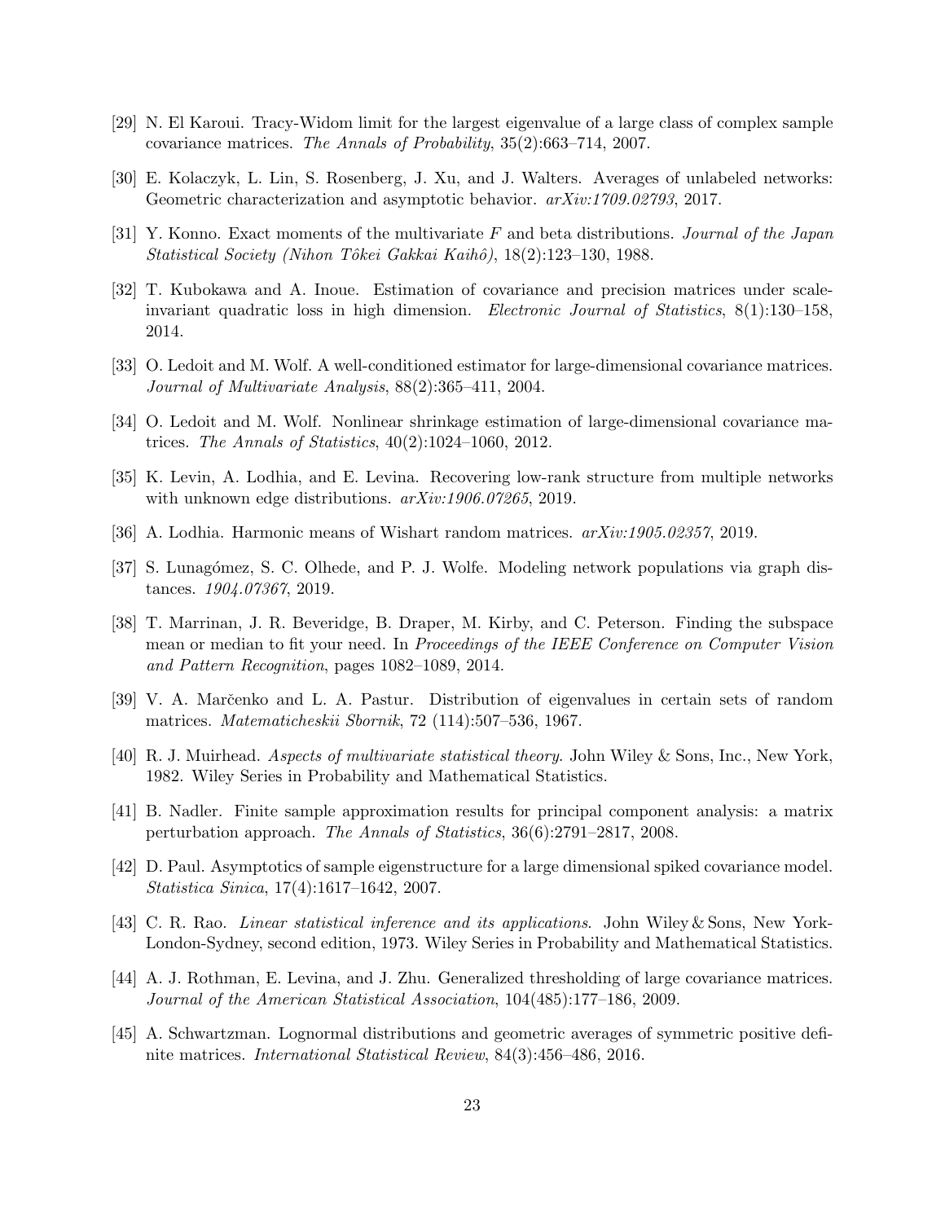[29] N. El Karoui. Tracy-Widom limit for the largest eigenvalue of a large class of complex sample covariance matrices. *The Annals of Probability*, 35(2):663–714, 2007.

[30] E. Kolaczyk, L. Lin, S. Rosenberg, J. Xu, and J. Walters. Averages of unlabeled networks: Geometric characterization and asymptotic behavior. *arXiv:1709.02793*, 2017.

[31] Y. Konno. Exact moments of the multivariate $F$ and beta distributions. *Journal of the Japan Statistical Society (Nihon Tôkei Gakkai Kaihô)*, 18(2):123–130, 1988.

[32] T. Kubokawa and A. Inoue. Estimation of covariance and precision matrices under scale-invariant quadratic loss in high dimension. *Electronic Journal of Statistics*, 8(1):130–158, 2014.

[33] O. Ledoit and M. Wolf. A well-conditioned estimator for large-dimensional covariance matrices. *Journal of Multivariate Analysis*, 88(2):365–411, 2004.

[34] O. Ledoit and M. Wolf. Nonlinear shrinkage estimation of large-dimensional covariance matrices. *The Annals of Statistics*, 40(2):1024–1060, 2012.

[35] K. Levin, A. Lodhia, and E. Levina. Recovering low-rank structure from multiple networks with unknown edge distributions. *arXiv:1906.07265*, 2019.

[36] A. Lodhia. Harmonic means of Wishart random matrices. *arXiv:1905.02357*, 2019.

[37] S. Lunagómez, S. C. Olhede, and P. J. Wolfe. Modeling network populations via graph distances. *1904.07367*, 2019.

[38] T. Marrinan, J. R. Beveridge, B. Draper, M. Kirby, and C. Peterson. Finding the subspace mean or median to fit your need. In *Proceedings of the IEEE Conference on Computer Vision and Pattern Recognition*, pages 1082–1089, 2014.

[39] V. A. Marčenko and L. A. Pastur. Distribution of eigenvalues in certain sets of random matrices. *Matematicheskii Sbornik*, 72 (114):507–536, 1967.

[40] R. J. Muirhead. *Aspects of multivariate statistical theory*. John Wiley & Sons, Inc., New York, 1982. Wiley Series in Probability and Mathematical Statistics.

[41] B. Nadler. Finite sample approximation results for principal component analysis: a matrix perturbation approach. *The Annals of Statistics*, 36(6):2791–2817, 2008.

[42] D. Paul. Asymptotics of sample eigenstructure for a large dimensional spiked covariance model. *Statistica Sinica*, 17(4):1617–1642, 2007.

[43] C. R. Rao. *Linear statistical inference and its applications*. John Wiley & Sons, New York-London-Sydney, second edition, 1973. Wiley Series in Probability and Mathematical Statistics.

[44] A. J. Rothman, E. Levina, and J. Zhu. Generalized thresholding of large covariance matrices. *Journal of the American Statistical Association*, 104(485):177–186, 2009.

[45] A. Schwartzman. Lognormal distributions and geometric averages of symmetric positive definite matrices. *International Statistical Review*, 84(3):456–486, 2016.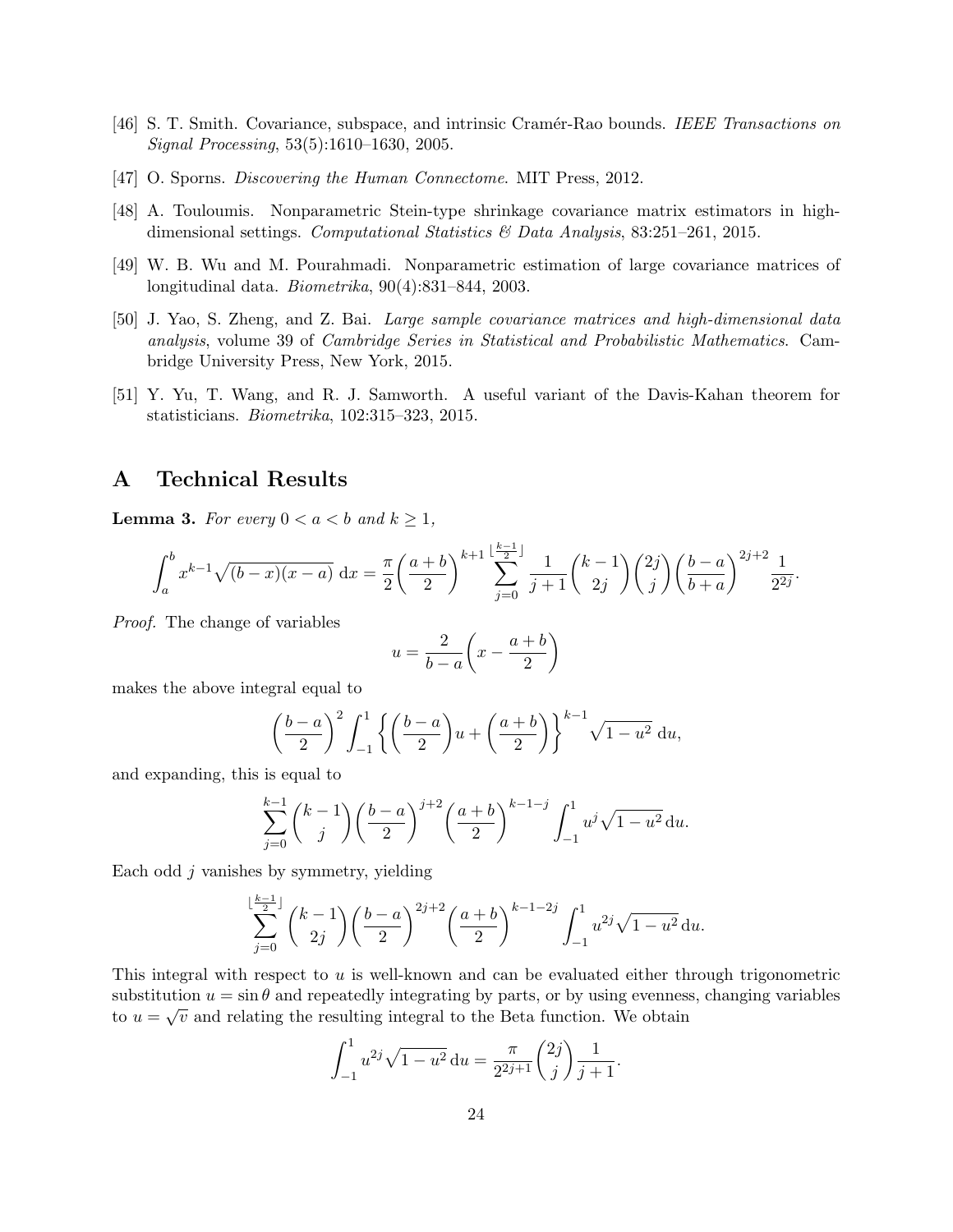[46] S. T. Smith. Covariance, subspace, and intrinsic Cramér-Rao bounds. *IEEE Transactions on Signal Processing*, 53(5):1610–1630, 2005.

[47] O. Sporns. *Discovering the Human Connectome*. MIT Press, 2012.

[48] A. Touloumis. Nonparametric Stein-type shrinkage covariance matrix estimators in high-dimensional settings. *Computational Statistics & Data Analysis*, 83:251–261, 2015.

[49] W. B. Wu and M. Pourahmadi. Nonparametric estimation of large covariance matrices of longitudinal data. *Biometrika*, 90(4):831–844, 2003.

[50] J. Yao, S. Zheng, and Z. Bai. *Large sample covariance matrices and high-dimensional data analysis*, volume 39 of *Cambridge Series in Statistical and Probabilistic Mathematics*. Cambridge University Press, New York, 2015.

[51] Y. Yu, T. Wang, and R. J. Samworth. A useful variant of the Davis-Kahan theorem for statisticians. *Biometrika*, 102:315–323, 2015.

# A Technical Results

**Lemma 3.** *For every $0 < a < b$ and $k \geq 1$,*

$$\int_a^b x^{k-1}\sqrt{(b-x)(x-a)}\,\mathrm{d}x = \frac{\pi}{2}\left(\frac{a+b}{2}\right)^{k+1}\sum_{j=0}^{\lfloor\frac{k-1}{2}\rfloor}\frac{1}{j+1}\binom{k-1}{2j}\binom{2j}{j}\left(\frac{b-a}{b+a}\right)^{2j+2}\frac{1}{2^{2j}}.$$

*Proof.* The change of variables

$$u = \frac{2}{b-a}\left(x - \frac{a+b}{2}\right)$$

makes the above integral equal to

$$\left(\frac{b-a}{2}\right)^2\int_{-1}^{1}\left\{\left(\frac{b-a}{2}\right)u + \left(\frac{a+b}{2}\right)\right\}^{k-1}\sqrt{1-u^2}\,\mathrm{d}u,$$

and expanding, this is equal to

$$\sum_{j=0}^{k-1}\binom{k-1}{j}\left(\frac{b-a}{2}\right)^{j+2}\left(\frac{a+b}{2}\right)^{k-1-j}\int_{-1}^{1}u^j\sqrt{1-u^2}\,\mathrm{d}u.$$

Each odd $j$ vanishes by symmetry, yielding

$$\sum_{j=0}^{\lfloor\frac{k-1}{2}\rfloor}\binom{k-1}{2j}\left(\frac{b-a}{2}\right)^{2j+2}\left(\frac{a+b}{2}\right)^{k-1-2j}\int_{-1}^{1}u^{2j}\sqrt{1-u^2}\,\mathrm{d}u.$$

This integral with respect to $u$ is well-known and can be evaluated either through trigonometric substitution $u = \sin\theta$ and repeatedly integrating by parts, or by using evenness, changing variables to $u = \sqrt{v}$ and relating the resulting integral to the Beta function. We obtain

$$\int_{-1}^{1}u^{2j}\sqrt{1-u^2}\,\mathrm{d}u = \frac{\pi}{2^{2j+1}}\binom{2j}{j}\frac{1}{j+1}.$$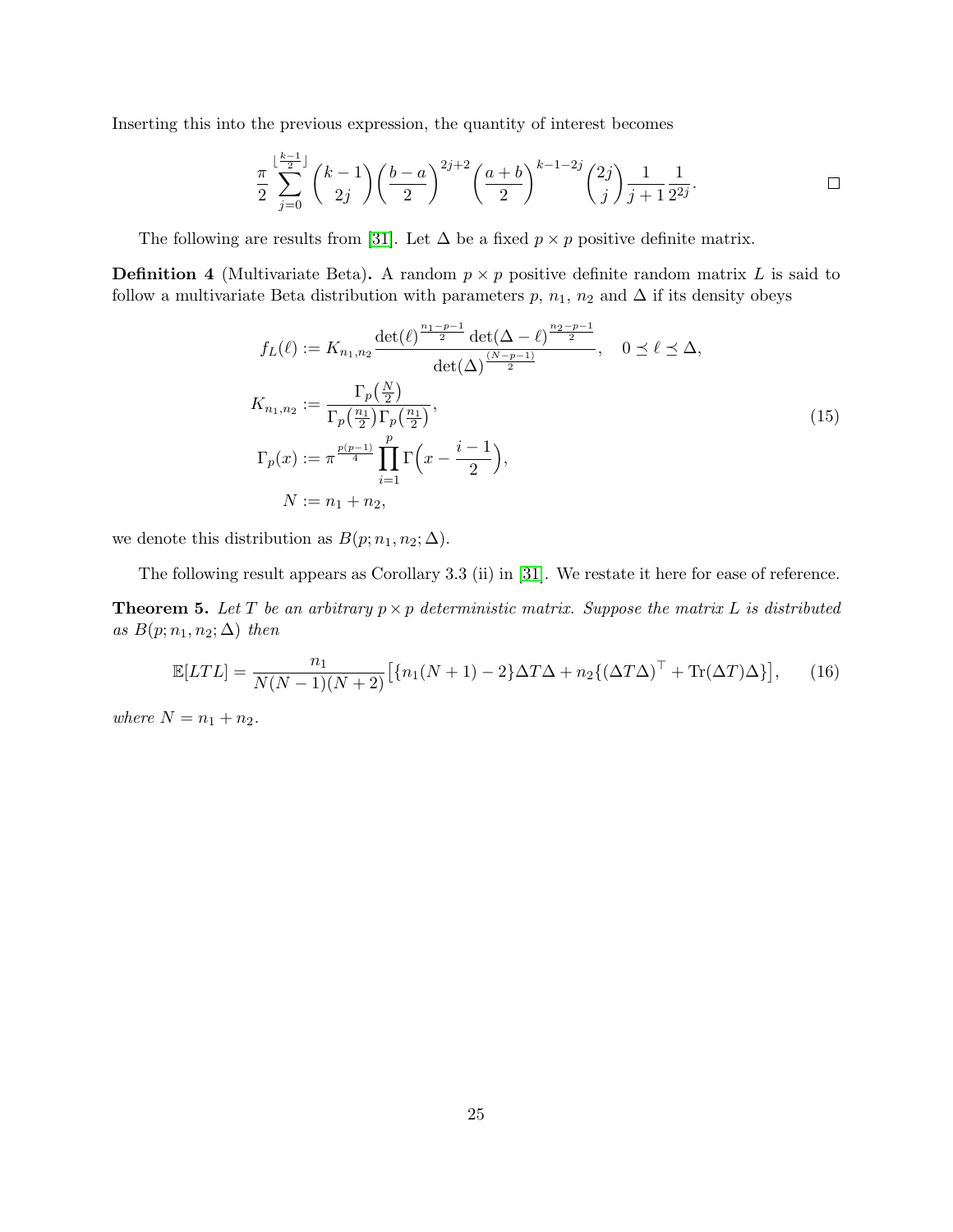Inserting this into the previous expression, the quantity of interest becomes

$$\frac{\pi}{2}\sum_{j=0}^{\lfloor\frac{k-1}{2}\rfloor}\binom{k-1}{2j}\left(\frac{b-a}{2}\right)^{2j+2}\left(\frac{a+b}{2}\right)^{k-1-2j}\binom{2j}{j}\frac{1}{j+1}\frac{1}{2^{2j}}. \qquad \square$$

The following are results from [31]. Let $\Delta$ be a fixed $p\times p$ positive definite matrix.

**Definition 4** (Multivariate Beta)**.** A random $p\times p$ positive definite random matrix $L$ is said to follow a multivariate Beta distribution with parameters $p$, $n_1$, $n_2$ and $\Delta$ if its density obeys

$$\begin{aligned}
f_L(\ell) &:= K_{n_1,n_2}\frac{\det(\ell)^{\frac{n_1-p-1}{2}}\det(\Delta-\ell)^{\frac{n_2-p-1}{2}}}{\det(\Delta)^{\frac{(N-p-1)}{2}}}, \quad 0\preceq \ell \preceq \Delta,\\
K_{n_1,n_2} &:= \frac{\Gamma_p\left(\frac{N}{2}\right)}{\Gamma_p\left(\frac{n_1}{2}\right)\Gamma_p\left(\frac{n_1}{2}\right)},\\
\Gamma_p(x) &:= \pi^{\frac{p(p-1)}{4}}\prod_{i=1}^{p}\Gamma\left(x-\frac{i-1}{2}\right),\\
N &:= n_1+n_2,
\end{aligned} \tag{15}$$

we denote this distribution as $B(p;n_1,n_2;\Delta)$.

The following result appears as Corollary 3.3 (ii) in [31]. We restate it here for ease of reference.

**Theorem 5.** *Let $T$ be an arbitrary $p\times p$ deterministic matrix. Suppose the matrix $L$ is distributed as $B(p;n_1,n_2;\Delta)$ then*

$$\mathbb{E}[LTL] = \frac{n_1}{N(N-1)(N+2)}\left[\{n_1(N+1)-2\}\Delta T\Delta + n_2\{(\Delta T\Delta)^\top + \mathrm{Tr}(\Delta T)\Delta\}\right], \tag{16}$$

*where $N = n_1+n_2$.*